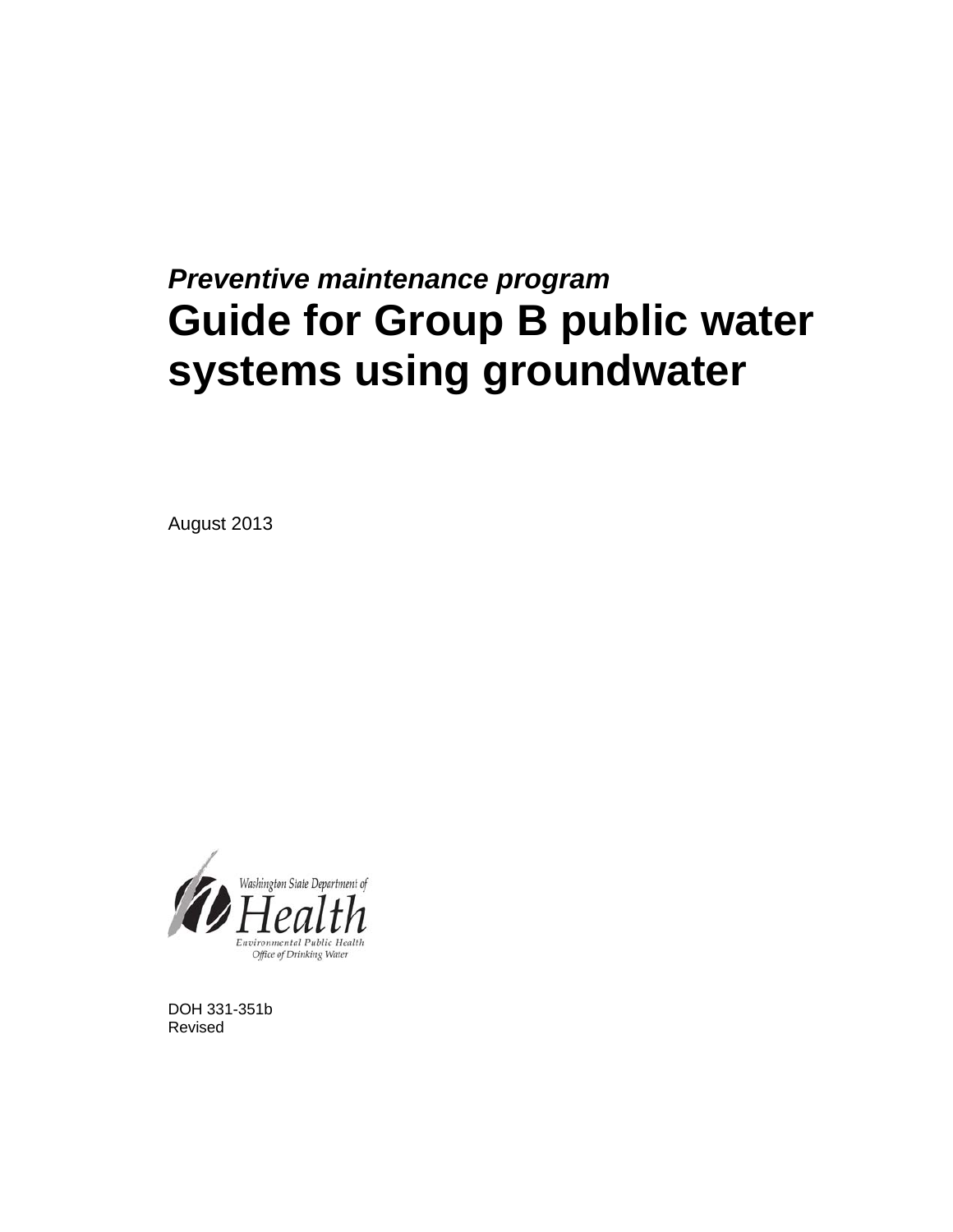*Preventive maintenance program*

# Guide for Group B public water systems using groundwater

August 2013

Washington State Department of Health
Environmental Public Health
Office of Drinking Water

DOH 331-351b
Revised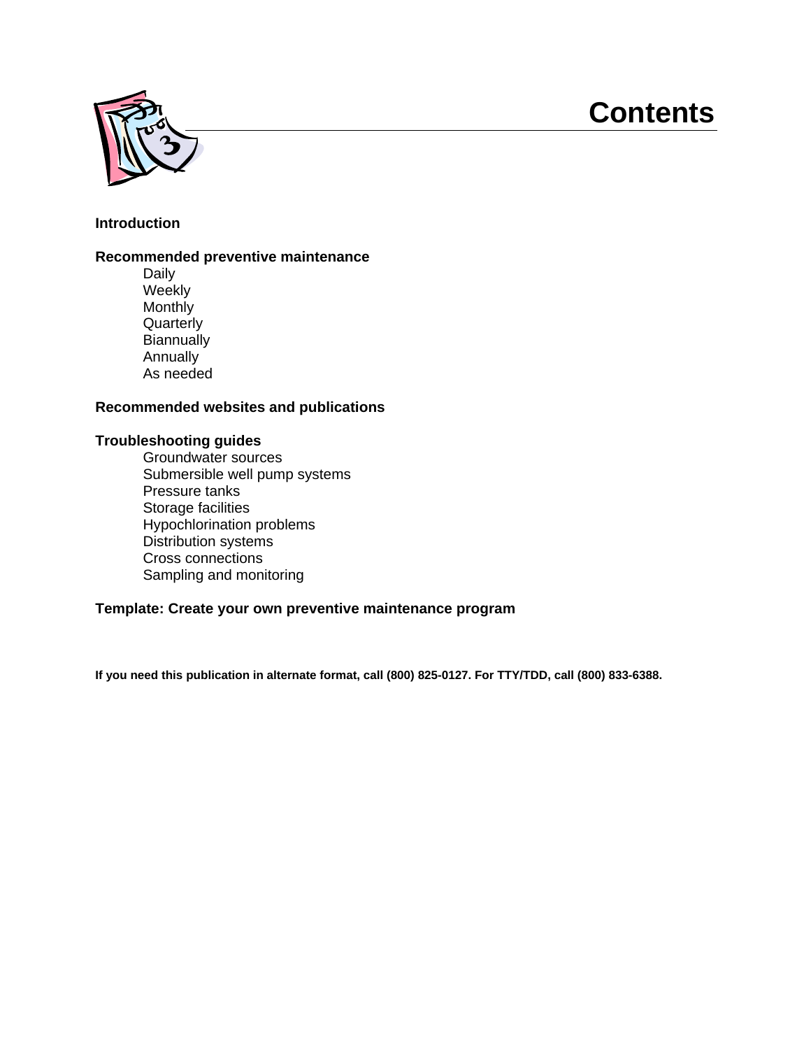# Contents

**Introduction**

**Recommended preventive maintenance**

- Daily
- Weekly
- Monthly
- Quarterly
- Biannually
- Annually
- As needed

**Recommended websites and publications**

**Troubleshooting guides**

- Groundwater sources
- Submersible well pump systems
- Pressure tanks
- Storage facilities
- Hypochlorination problems
- Distribution systems
- Cross connections
- Sampling and monitoring

**Template: Create your own preventive maintenance program**

**If you need this publication in alternate format, call (800) 825-0127. For TTY/TDD, call (800) 833-6388.**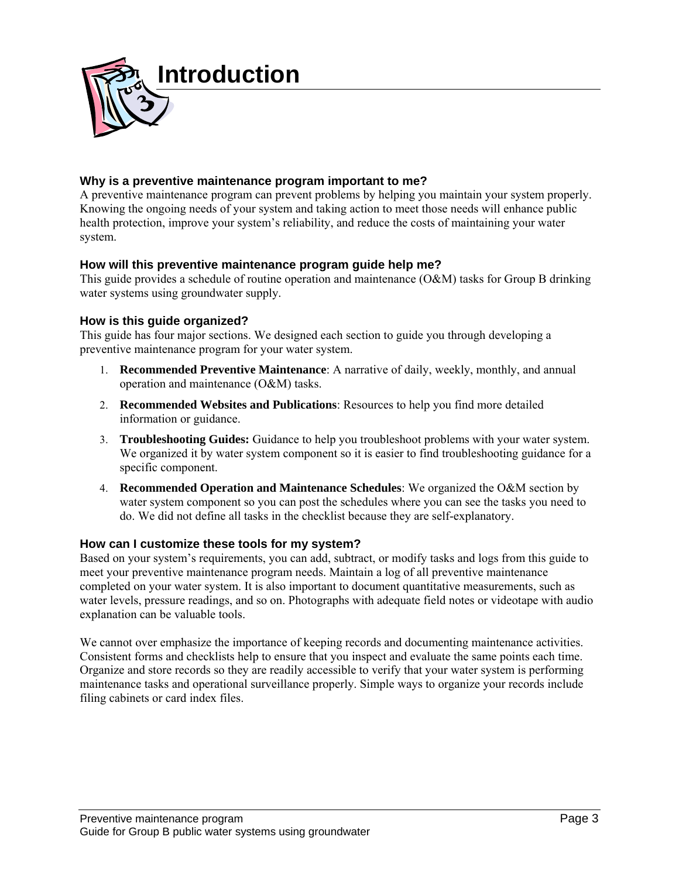# Introduction

### Why is a preventive maintenance program important to me?

A preventive maintenance program can prevent problems by helping you maintain your system properly. Knowing the ongoing needs of your system and taking action to meet those needs will enhance public health protection, improve your system's reliability, and reduce the costs of maintaining your water system.

### How will this preventive maintenance program guide help me?

This guide provides a schedule of routine operation and maintenance (O&M) tasks for Group B drinking water systems using groundwater supply.

### How is this guide organized?

This guide has four major sections. We designed each section to guide you through developing a preventive maintenance program for your water system.

1. **Recommended Preventive Maintenance**: A narrative of daily, weekly, monthly, and annual operation and maintenance (O&M) tasks.
2. **Recommended Websites and Publications**: Resources to help you find more detailed information or guidance.
3. **Troubleshooting Guides:** Guidance to help you troubleshoot problems with your water system. We organized it by water system component so it is easier to find troubleshooting guidance for a specific component.
4. **Recommended Operation and Maintenance Schedules**: We organized the O&M section by water system component so you can post the schedules where you can see the tasks you need to do. We did not define all tasks in the checklist because they are self-explanatory.

### How can I customize these tools for my system?

Based on your system's requirements, you can add, subtract, or modify tasks and logs from this guide to meet your preventive maintenance program needs. Maintain a log of all preventive maintenance completed on your water system. It is also important to document quantitative measurements, such as water levels, pressure readings, and so on. Photographs with adequate field notes or videotape with audio explanation can be valuable tools.

We cannot over emphasize the importance of keeping records and documenting maintenance activities. Consistent forms and checklists help to ensure that you inspect and evaluate the same points each time. Organize and store records so they are readily accessible to verify that your water system is performing maintenance tasks and operational surveillance properly. Simple ways to organize your records include filing cabinets or card index files.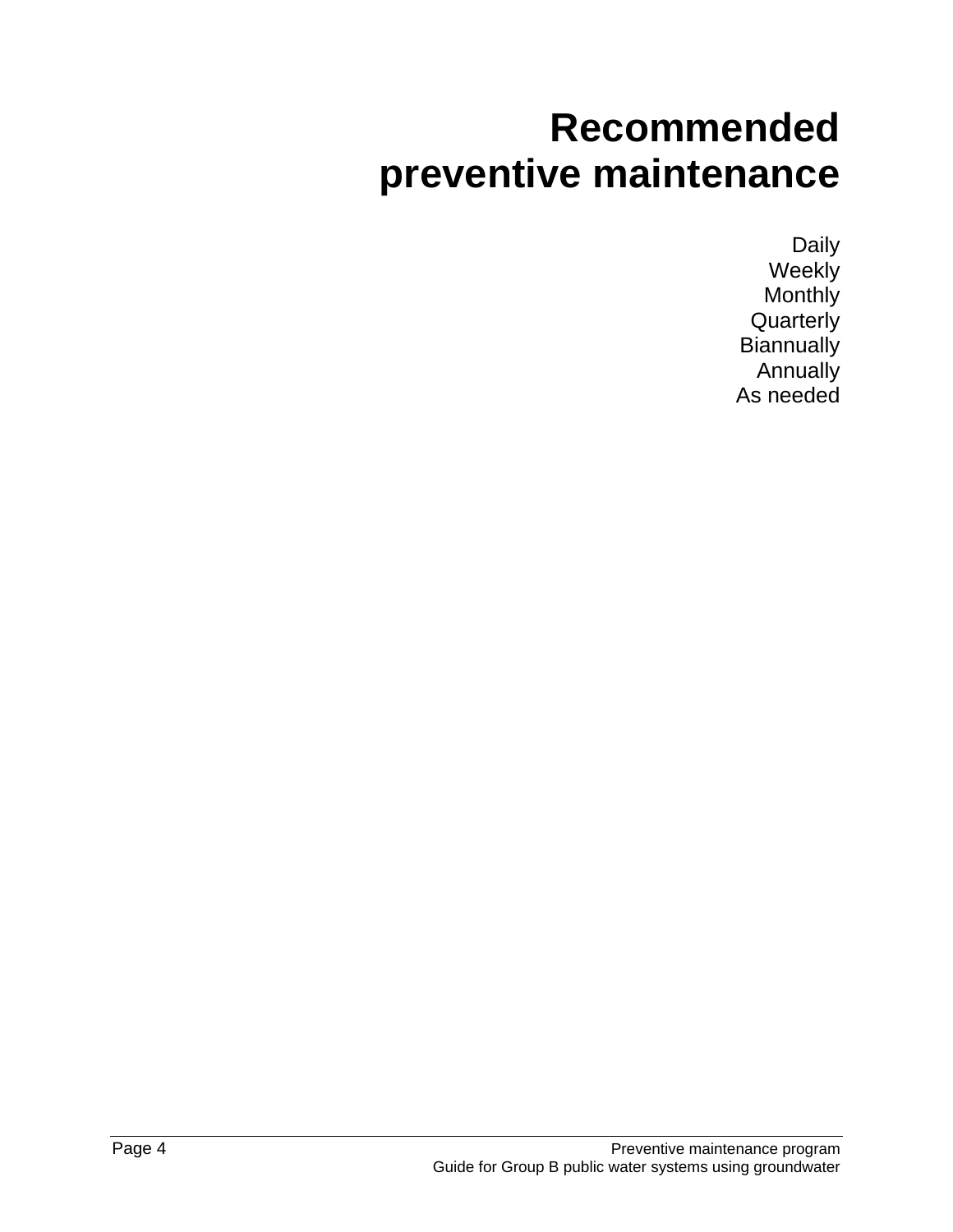# Recommended preventive maintenance

Daily
Weekly
Monthly
Quarterly
Biannually
Annually
As needed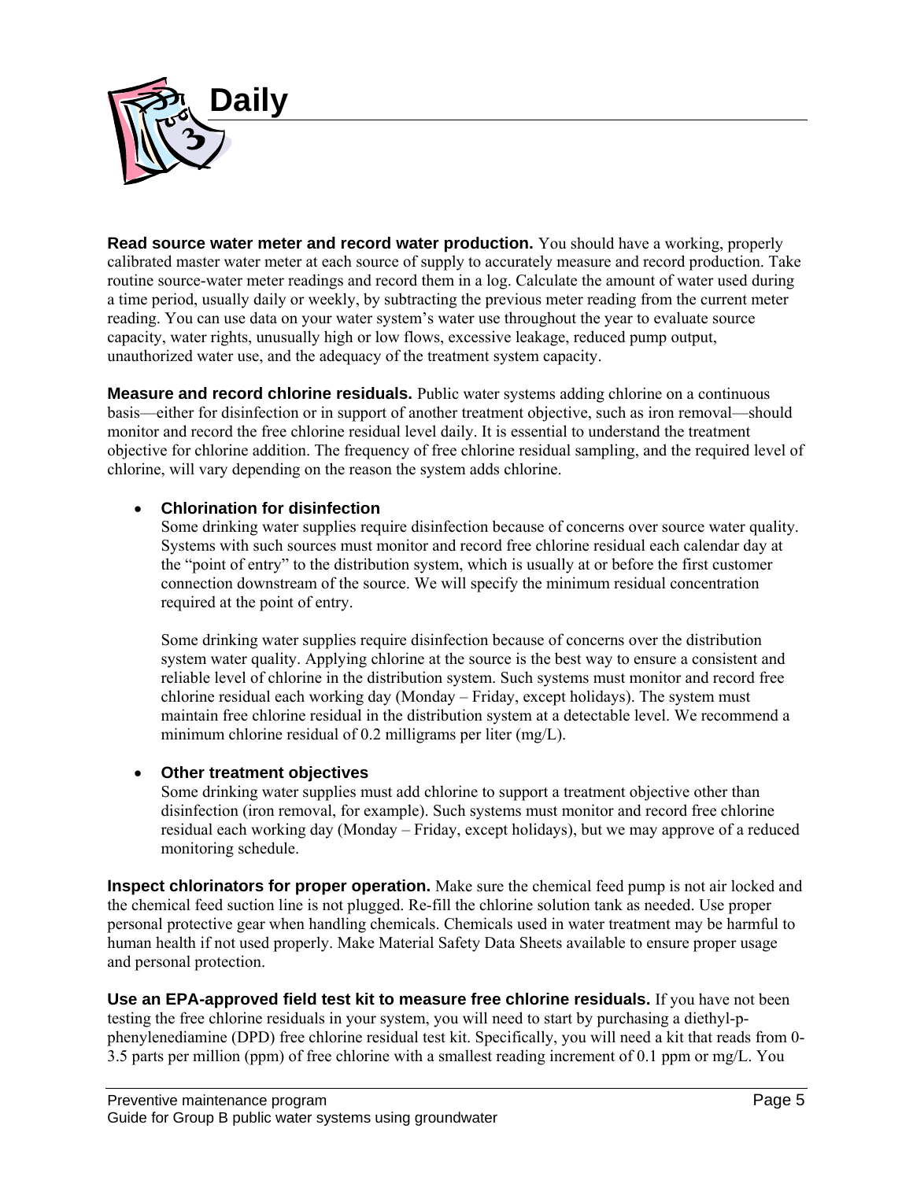# Daily

**Read source water meter and record water production.** You should have a working, properly calibrated master water meter at each source of supply to accurately measure and record production. Take routine source-water meter readings and record them in a log. Calculate the amount of water used during a time period, usually daily or weekly, by subtracting the previous meter reading from the current meter reading. You can use data on your water system's water use throughout the year to evaluate source capacity, water rights, unusually high or low flows, excessive leakage, reduced pump output, unauthorized water use, and the adequacy of the treatment system capacity.

**Measure and record chlorine residuals.** Public water systems adding chlorine on a continuous basis—either for disinfection or in support of another treatment objective, such as iron removal—should monitor and record the free chlorine residual level daily. It is essential to understand the treatment objective for chlorine addition. The frequency of free chlorine residual sampling, and the required level of chlorine, will vary depending on the reason the system adds chlorine.

- **Chlorination for disinfection**
  Some drinking water supplies require disinfection because of concerns over source water quality. Systems with such sources must monitor and record free chlorine residual each calendar day at the "point of entry" to the distribution system, which is usually at or before the first customer connection downstream of the source. We will specify the minimum residual concentration required at the point of entry.

  Some drinking water supplies require disinfection because of concerns over the distribution system water quality. Applying chlorine at the source is the best way to ensure a consistent and reliable level of chlorine in the distribution system. Such systems must monitor and record free chlorine residual each working day (Monday – Friday, except holidays). The system must maintain free chlorine residual in the distribution system at a detectable level. We recommend a minimum chlorine residual of 0.2 milligrams per liter (mg/L).

- **Other treatment objectives**
  Some drinking water supplies must add chlorine to support a treatment objective other than disinfection (iron removal, for example). Such systems must monitor and record free chlorine residual each working day (Monday – Friday, except holidays), but we may approve of a reduced monitoring schedule.

**Inspect chlorinators for proper operation.** Make sure the chemical feed pump is not air locked and the chemical feed suction line is not plugged. Re-fill the chlorine solution tank as needed. Use proper personal protective gear when handling chemicals. Chemicals used in water treatment may be harmful to human health if not used properly. Make Material Safety Data Sheets available to ensure proper usage and personal protection.

**Use an EPA-approved field test kit to measure free chlorine residuals.** If you have not been testing the free chlorine residuals in your system, you will need to start by purchasing a diethyl-p-phenylenediamine (DPD) free chlorine residual test kit. Specifically, you will need a kit that reads from 0-3.5 parts per million (ppm) of free chlorine with a smallest reading increment of 0.1 ppm or mg/L. You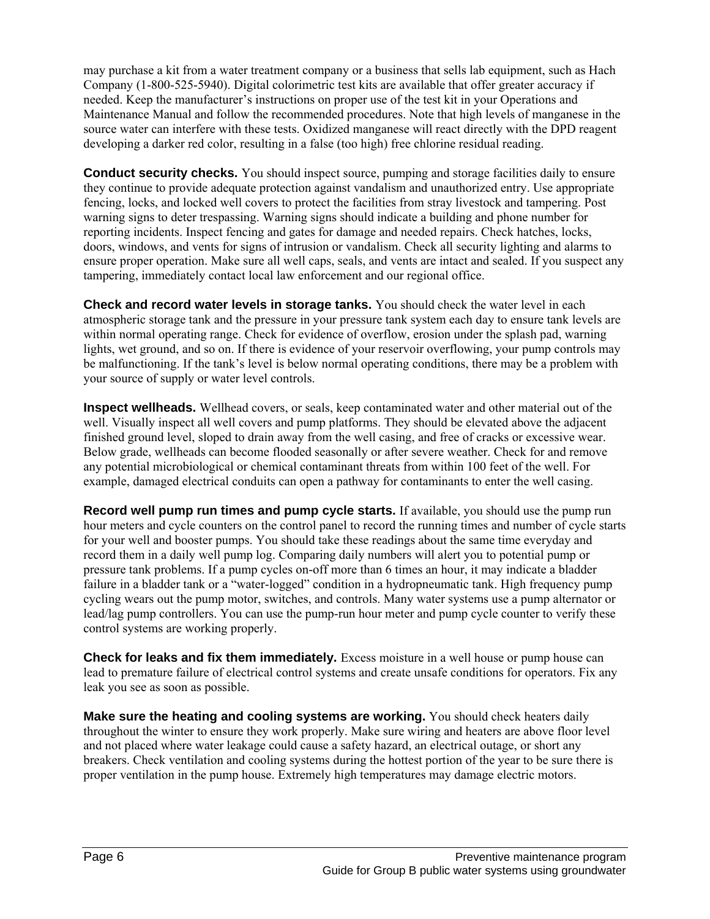may purchase a kit from a water treatment company or a business that sells lab equipment, such as Hach Company (1-800-525-5940). Digital colorimetric test kits are available that offer greater accuracy if needed. Keep the manufacturer's instructions on proper use of the test kit in your Operations and Maintenance Manual and follow the recommended procedures. Note that high levels of manganese in the source water can interfere with these tests. Oxidized manganese will react directly with the DPD reagent developing a darker red color, resulting in a false (too high) free chlorine residual reading.

**Conduct security checks.** You should inspect source, pumping and storage facilities daily to ensure they continue to provide adequate protection against vandalism and unauthorized entry. Use appropriate fencing, locks, and locked well covers to protect the facilities from stray livestock and tampering. Post warning signs to deter trespassing. Warning signs should indicate a building and phone number for reporting incidents. Inspect fencing and gates for damage and needed repairs. Check hatches, locks, doors, windows, and vents for signs of intrusion or vandalism. Check all security lighting and alarms to ensure proper operation. Make sure all well caps, seals, and vents are intact and sealed. If you suspect any tampering, immediately contact local law enforcement and our regional office.

**Check and record water levels in storage tanks.** You should check the water level in each atmospheric storage tank and the pressure in your pressure tank system each day to ensure tank levels are within normal operating range. Check for evidence of overflow, erosion under the splash pad, warning lights, wet ground, and so on. If there is evidence of your reservoir overflowing, your pump controls may be malfunctioning. If the tank's level is below normal operating conditions, there may be a problem with your source of supply or water level controls.

**Inspect wellheads.** Wellhead covers, or seals, keep contaminated water and other material out of the well. Visually inspect all well covers and pump platforms. They should be elevated above the adjacent finished ground level, sloped to drain away from the well casing, and free of cracks or excessive wear. Below grade, wellheads can become flooded seasonally or after severe weather. Check for and remove any potential microbiological or chemical contaminant threats from within 100 feet of the well. For example, damaged electrical conduits can open a pathway for contaminants to enter the well casing.

**Record well pump run times and pump cycle starts.** If available, you should use the pump run hour meters and cycle counters on the control panel to record the running times and number of cycle starts for your well and booster pumps. You should take these readings about the same time everyday and record them in a daily well pump log. Comparing daily numbers will alert you to potential pump or pressure tank problems. If a pump cycles on-off more than 6 times an hour, it may indicate a bladder failure in a bladder tank or a "water-logged" condition in a hydropneumatic tank. High frequency pump cycling wears out the pump motor, switches, and controls. Many water systems use a pump alternator or lead/lag pump controllers. You can use the pump-run hour meter and pump cycle counter to verify these control systems are working properly.

**Check for leaks and fix them immediately.** Excess moisture in a well house or pump house can lead to premature failure of electrical control systems and create unsafe conditions for operators. Fix any leak you see as soon as possible.

**Make sure the heating and cooling systems are working.** You should check heaters daily throughout the winter to ensure they work properly. Make sure wiring and heaters are above floor level and not placed where water leakage could cause a safety hazard, an electrical outage, or short any breakers. Check ventilation and cooling systems during the hottest portion of the year to be sure there is proper ventilation in the pump house. Extremely high temperatures may damage electric motors.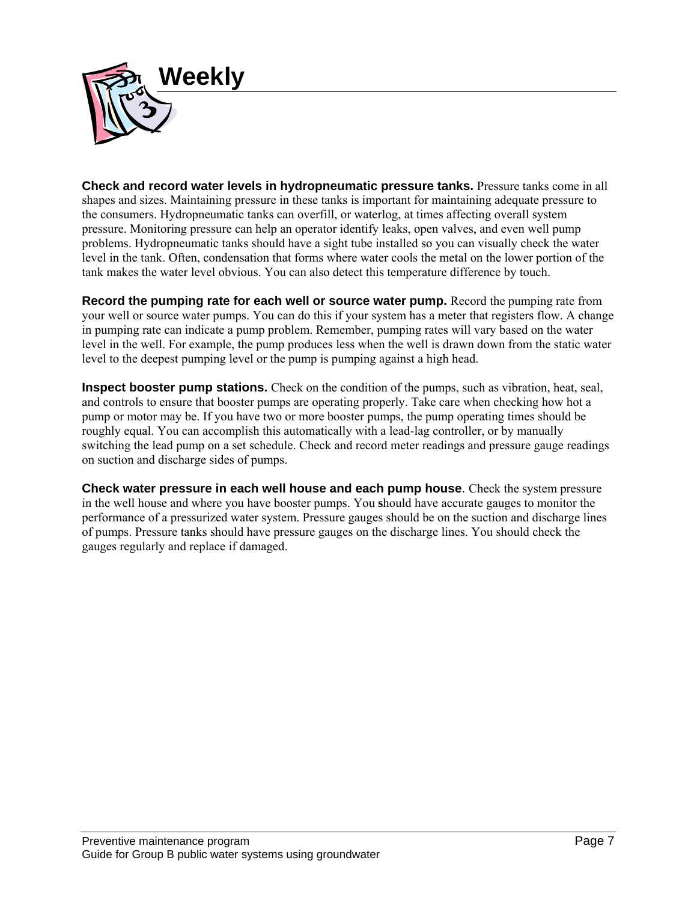# Weekly

**Check and record water levels in hydropneumatic pressure tanks.** Pressure tanks come in all shapes and sizes. Maintaining pressure in these tanks is important for maintaining adequate pressure to the consumers. Hydropneumatic tanks can overfill, or waterlog, at times affecting overall system pressure. Monitoring pressure can help an operator identify leaks, open valves, and even well pump problems. Hydropneumatic tanks should have a sight tube installed so you can visually check the water level in the tank. Often, condensation that forms where water cools the metal on the lower portion of the tank makes the water level obvious. You can also detect this temperature difference by touch.

**Record the pumping rate for each well or source water pump.** Record the pumping rate from your well or source water pumps. You can do this if your system has a meter that registers flow. A change in pumping rate can indicate a pump problem. Remember, pumping rates will vary based on the water level in the well. For example, the pump produces less when the well is drawn down from the static water level to the deepest pumping level or the pump is pumping against a high head.

**Inspect booster pump stations.** Check on the condition of the pumps, such as vibration, heat, seal, and controls to ensure that booster pumps are operating properly. Take care when checking how hot a pump or motor may be. If you have two or more booster pumps, the pump operating times should be roughly equal. You can accomplish this automatically with a lead-lag controller, or by manually switching the lead pump on a set schedule. Check and record meter readings and pressure gauge readings on suction and discharge sides of pumps.

**Check water pressure in each well house and each pump house**. Check the system pressure in the well house and where you have booster pumps. You should have accurate gauges to monitor the performance of a pressurized water system. Pressure gauges should be on the suction and discharge lines of pumps. Pressure tanks should have pressure gauges on the discharge lines. You should check the gauges regularly and replace if damaged.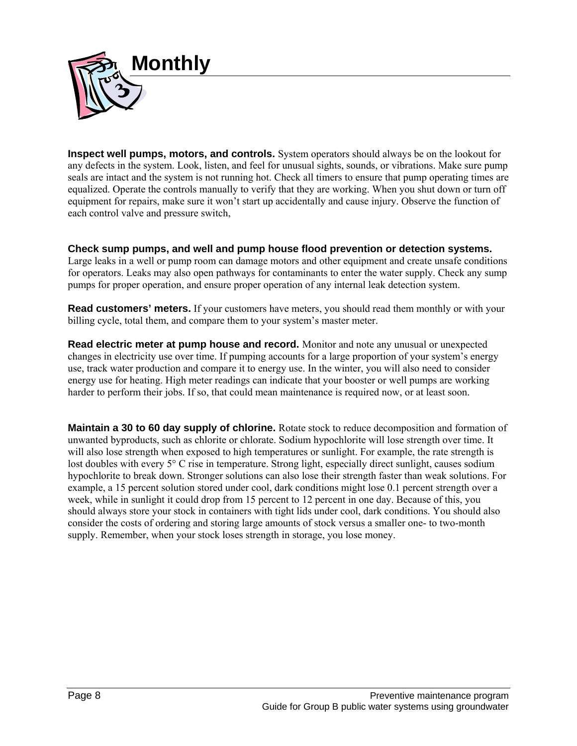# Monthly

**Inspect well pumps, motors, and controls.** System operators should always be on the lookout for any defects in the system. Look, listen, and feel for unusual sights, sounds, or vibrations. Make sure pump seals are intact and the system is not running hot. Check all timers to ensure that pump operating times are equalized. Operate the controls manually to verify that they are working. When you shut down or turn off equipment for repairs, make sure it won't start up accidentally and cause injury. Observe the function of each control valve and pressure switch,

**Check sump pumps, and well and pump house flood prevention or detection systems.** Large leaks in a well or pump room can damage motors and other equipment and create unsafe conditions for operators. Leaks may also open pathways for contaminants to enter the water supply. Check any sump pumps for proper operation, and ensure proper operation of any internal leak detection system.

**Read customers' meters.** If your customers have meters, you should read them monthly or with your billing cycle, total them, and compare them to your system's master meter.

**Read electric meter at pump house and record.** Monitor and note any unusual or unexpected changes in electricity use over time. If pumping accounts for a large proportion of your system's energy use, track water production and compare it to energy use. In the winter, you will also need to consider energy use for heating. High meter readings can indicate that your booster or well pumps are working harder to perform their jobs. If so, that could mean maintenance is required now, or at least soon.

**Maintain a 30 to 60 day supply of chlorine.** Rotate stock to reduce decomposition and formation of unwanted byproducts, such as chlorite or chlorate. Sodium hypochlorite will lose strength over time. It will also lose strength when exposed to high temperatures or sunlight. For example, the rate strength is lost doubles with every 5° C rise in temperature. Strong light, especially direct sunlight, causes sodium hypochlorite to break down. Stronger solutions can also lose their strength faster than weak solutions. For example, a 15 percent solution stored under cool, dark conditions might lose 0.1 percent strength over a week, while in sunlight it could drop from 15 percent to 12 percent in one day. Because of this, you should always store your stock in containers with tight lids under cool, dark conditions. You should also consider the costs of ordering and storing large amounts of stock versus a smaller one- to two-month supply. Remember, when your stock loses strength in storage, you lose money.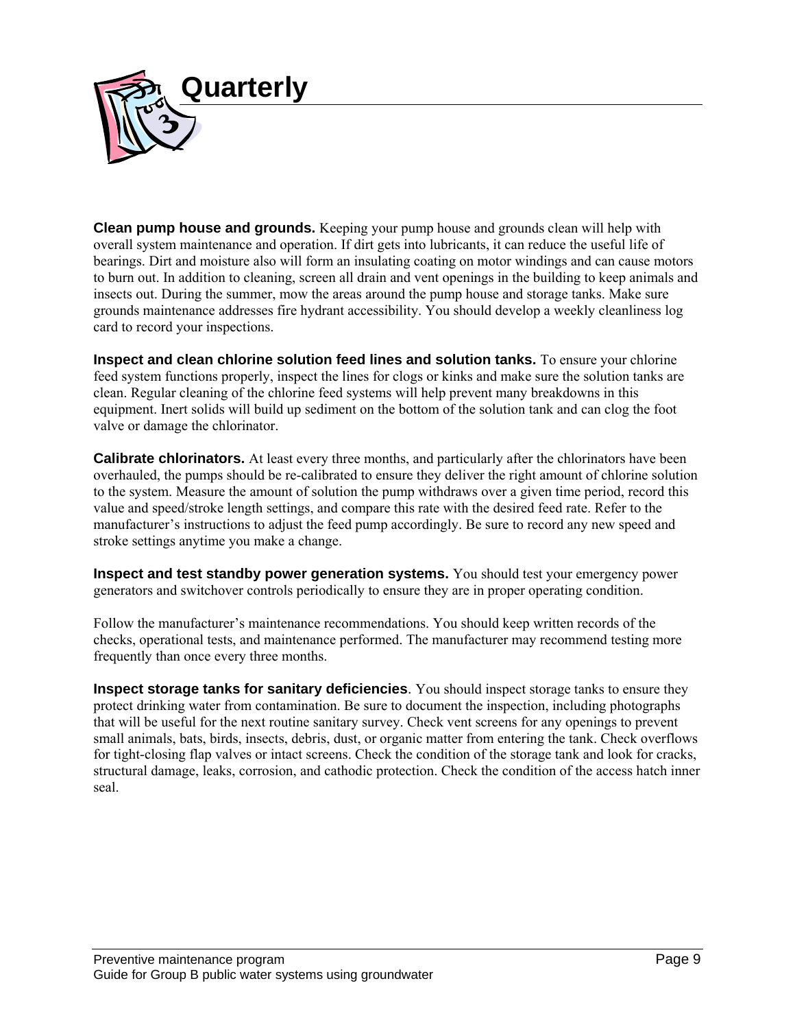# Quarterly

**Clean pump house and grounds.** Keeping your pump house and grounds clean will help with overall system maintenance and operation. If dirt gets into lubricants, it can reduce the useful life of bearings. Dirt and moisture also will form an insulating coating on motor windings and can cause motors to burn out. In addition to cleaning, screen all drain and vent openings in the building to keep animals and insects out. During the summer, mow the areas around the pump house and storage tanks. Make sure grounds maintenance addresses fire hydrant accessibility. You should develop a weekly cleanliness log card to record your inspections.

**Inspect and clean chlorine solution feed lines and solution tanks.** To ensure your chlorine feed system functions properly, inspect the lines for clogs or kinks and make sure the solution tanks are clean. Regular cleaning of the chlorine feed systems will help prevent many breakdowns in this equipment. Inert solids will build up sediment on the bottom of the solution tank and can clog the foot valve or damage the chlorinator.

**Calibrate chlorinators.** At least every three months, and particularly after the chlorinators have been overhauled, the pumps should be re-calibrated to ensure they deliver the right amount of chlorine solution to the system. Measure the amount of solution the pump withdraws over a given time period, record this value and speed/stroke length settings, and compare this rate with the desired feed rate. Refer to the manufacturer's instructions to adjust the feed pump accordingly. Be sure to record any new speed and stroke settings anytime you make a change.

**Inspect and test standby power generation systems.** You should test your emergency power generators and switchover controls periodically to ensure they are in proper operating condition.

Follow the manufacturer's maintenance recommendations. You should keep written records of the checks, operational tests, and maintenance performed. The manufacturer may recommend testing more frequently than once every three months.

**Inspect storage tanks for sanitary deficiencies**. You should inspect storage tanks to ensure they protect drinking water from contamination. Be sure to document the inspection, including photographs that will be useful for the next routine sanitary survey. Check vent screens for any openings to prevent small animals, bats, birds, insects, debris, dust, or organic matter from entering the tank. Check overflows for tight-closing flap valves or intact screens. Check the condition of the storage tank and look for cracks, structural damage, leaks, corrosion, and cathodic protection. Check the condition of the access hatch inner seal.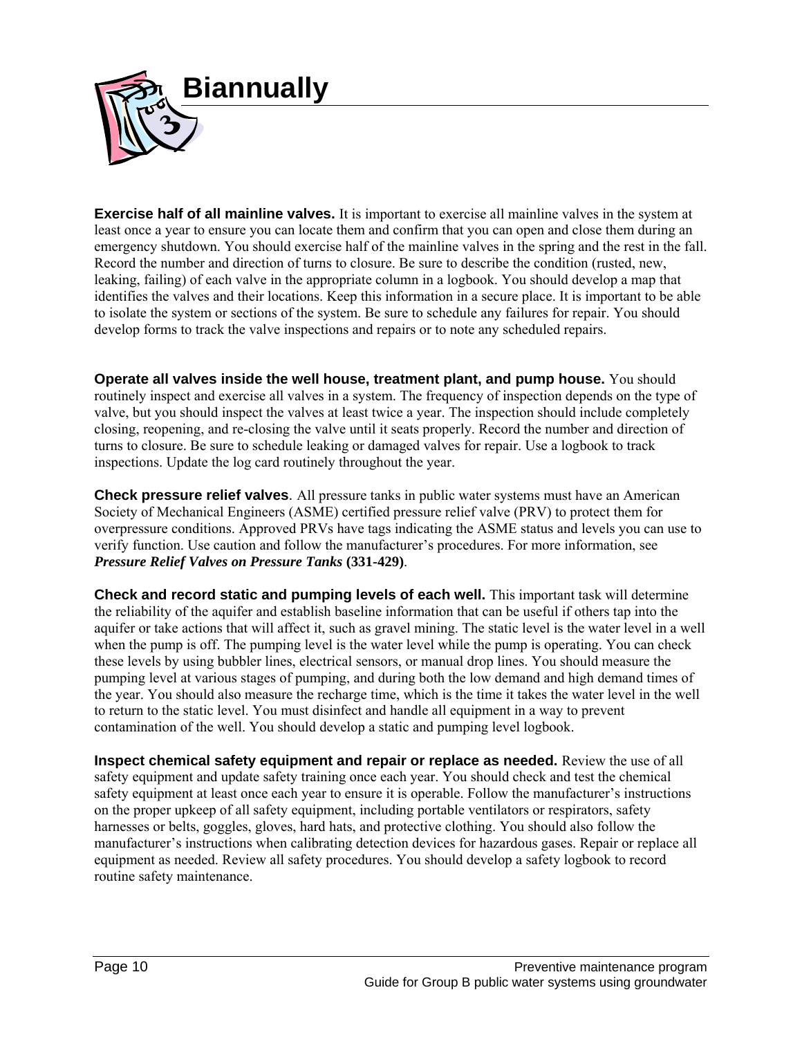# Biannually

**Exercise half of all mainline valves.** It is important to exercise all mainline valves in the system at least once a year to ensure you can locate them and confirm that you can open and close them during an emergency shutdown. You should exercise half of the mainline valves in the spring and the rest in the fall. Record the number and direction of turns to closure. Be sure to describe the condition (rusted, new, leaking, failing) of each valve in the appropriate column in a logbook. You should develop a map that identifies the valves and their locations. Keep this information in a secure place. It is important to be able to isolate the system or sections of the system. Be sure to schedule any failures for repair. You should develop forms to track the valve inspections and repairs or to note any scheduled repairs.

**Operate all valves inside the well house, treatment plant, and pump house.** You should routinely inspect and exercise all valves in a system. The frequency of inspection depends on the type of valve, but you should inspect the valves at least twice a year. The inspection should include completely closing, reopening, and re-closing the valve until it seats properly. Record the number and direction of turns to closure. Be sure to schedule leaking or damaged valves for repair. Use a logbook to track inspections. Update the log card routinely throughout the year.

**Check pressure relief valves**. All pressure tanks in public water systems must have an American Society of Mechanical Engineers (ASME) certified pressure relief valve (PRV) to protect them for overpressure conditions. Approved PRVs have tags indicating the ASME status and levels you can use to verify function. Use caution and follow the manufacturer's procedures. For more information, see ***Pressure Relief Valves on Pressure Tanks*** **(331-429)**.

**Check and record static and pumping levels of each well.** This important task will determine the reliability of the aquifer and establish baseline information that can be useful if others tap into the aquifer or take actions that will affect it, such as gravel mining. The static level is the water level in a well when the pump is off. The pumping level is the water level while the pump is operating. You can check these levels by using bubbler lines, electrical sensors, or manual drop lines. You should measure the pumping level at various stages of pumping, and during both the low demand and high demand times of the year. You should also measure the recharge time, which is the time it takes the water level in the well to return to the static level. You must disinfect and handle all equipment in a way to prevent contamination of the well. You should develop a static and pumping level logbook.

**Inspect chemical safety equipment and repair or replace as needed.** Review the use of all safety equipment and update safety training once each year. You should check and test the chemical safety equipment at least once each year to ensure it is operable. Follow the manufacturer's instructions on the proper upkeep of all safety equipment, including portable ventilators or respirators, safety harnesses or belts, goggles, gloves, hard hats, and protective clothing. You should also follow the manufacturer's instructions when calibrating detection devices for hazardous gases. Repair or replace all equipment as needed. Review all safety procedures. You should develop a safety logbook to record routine safety maintenance.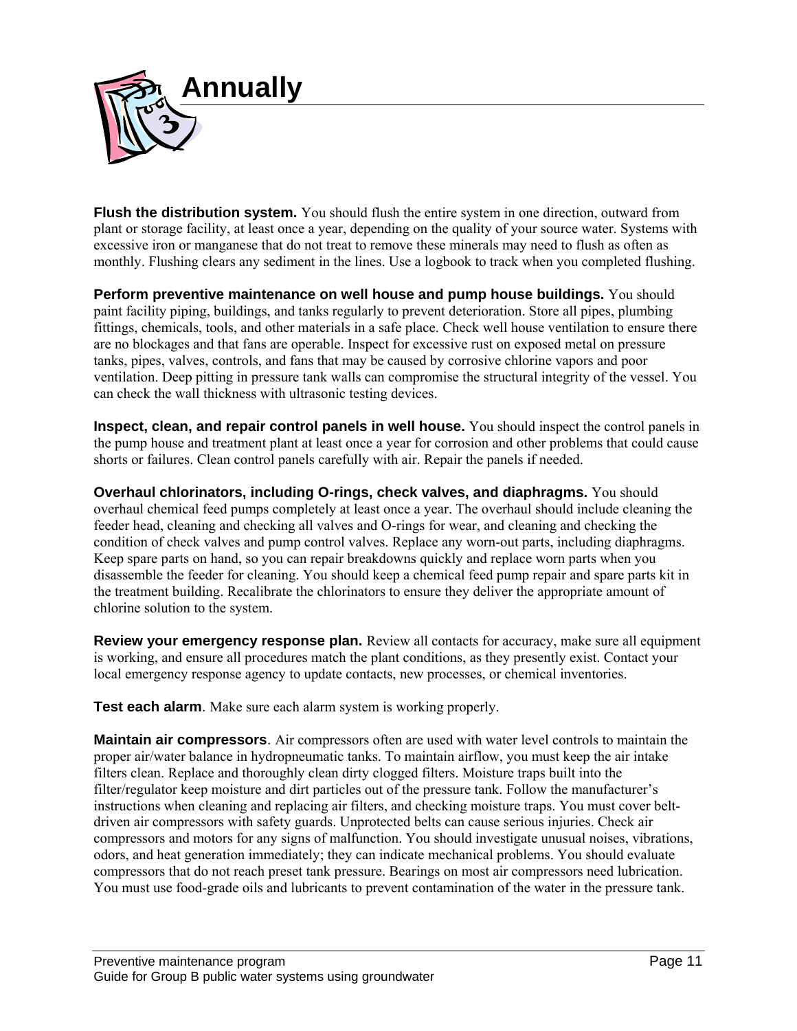# Annually

**Flush the distribution system.** You should flush the entire system in one direction, outward from plant or storage facility, at least once a year, depending on the quality of your source water. Systems with excessive iron or manganese that do not treat to remove these minerals may need to flush as often as monthly. Flushing clears any sediment in the lines. Use a logbook to track when you completed flushing.

**Perform preventive maintenance on well house and pump house buildings.** You should paint facility piping, buildings, and tanks regularly to prevent deterioration. Store all pipes, plumbing fittings, chemicals, tools, and other materials in a safe place. Check well house ventilation to ensure there are no blockages and that fans are operable. Inspect for excessive rust on exposed metal on pressure tanks, pipes, valves, controls, and fans that may be caused by corrosive chlorine vapors and poor ventilation. Deep pitting in pressure tank walls can compromise the structural integrity of the vessel. You can check the wall thickness with ultrasonic testing devices.

**Inspect, clean, and repair control panels in well house.** You should inspect the control panels in the pump house and treatment plant at least once a year for corrosion and other problems that could cause shorts or failures. Clean control panels carefully with air. Repair the panels if needed.

**Overhaul chlorinators, including O-rings, check valves, and diaphragms.** You should overhaul chemical feed pumps completely at least once a year. The overhaul should include cleaning the feeder head, cleaning and checking all valves and O-rings for wear, and cleaning and checking the condition of check valves and pump control valves. Replace any worn-out parts, including diaphragms. Keep spare parts on hand, so you can repair breakdowns quickly and replace worn parts when you disassemble the feeder for cleaning. You should keep a chemical feed pump repair and spare parts kit in the treatment building. Recalibrate the chlorinators to ensure they deliver the appropriate amount of chlorine solution to the system.

**Review your emergency response plan.** Review all contacts for accuracy, make sure all equipment is working, and ensure all procedures match the plant conditions, as they presently exist. Contact your local emergency response agency to update contacts, new processes, or chemical inventories.

**Test each alarm**. Make sure each alarm system is working properly.

**Maintain air compressors**. Air compressors often are used with water level controls to maintain the proper air/water balance in hydropneumatic tanks. To maintain airflow, you must keep the air intake filters clean. Replace and thoroughly clean dirty clogged filters. Moisture traps built into the filter/regulator keep moisture and dirt particles out of the pressure tank. Follow the manufacturer's instructions when cleaning and replacing air filters, and checking moisture traps. You must cover belt-driven air compressors with safety guards. Unprotected belts can cause serious injuries. Check air compressors and motors for any signs of malfunction. You should investigate unusual noises, vibrations, odors, and heat generation immediately; they can indicate mechanical problems. You should evaluate compressors that do not reach preset tank pressure. Bearings on most air compressors need lubrication. You must use food-grade oils and lubricants to prevent contamination of the water in the pressure tank.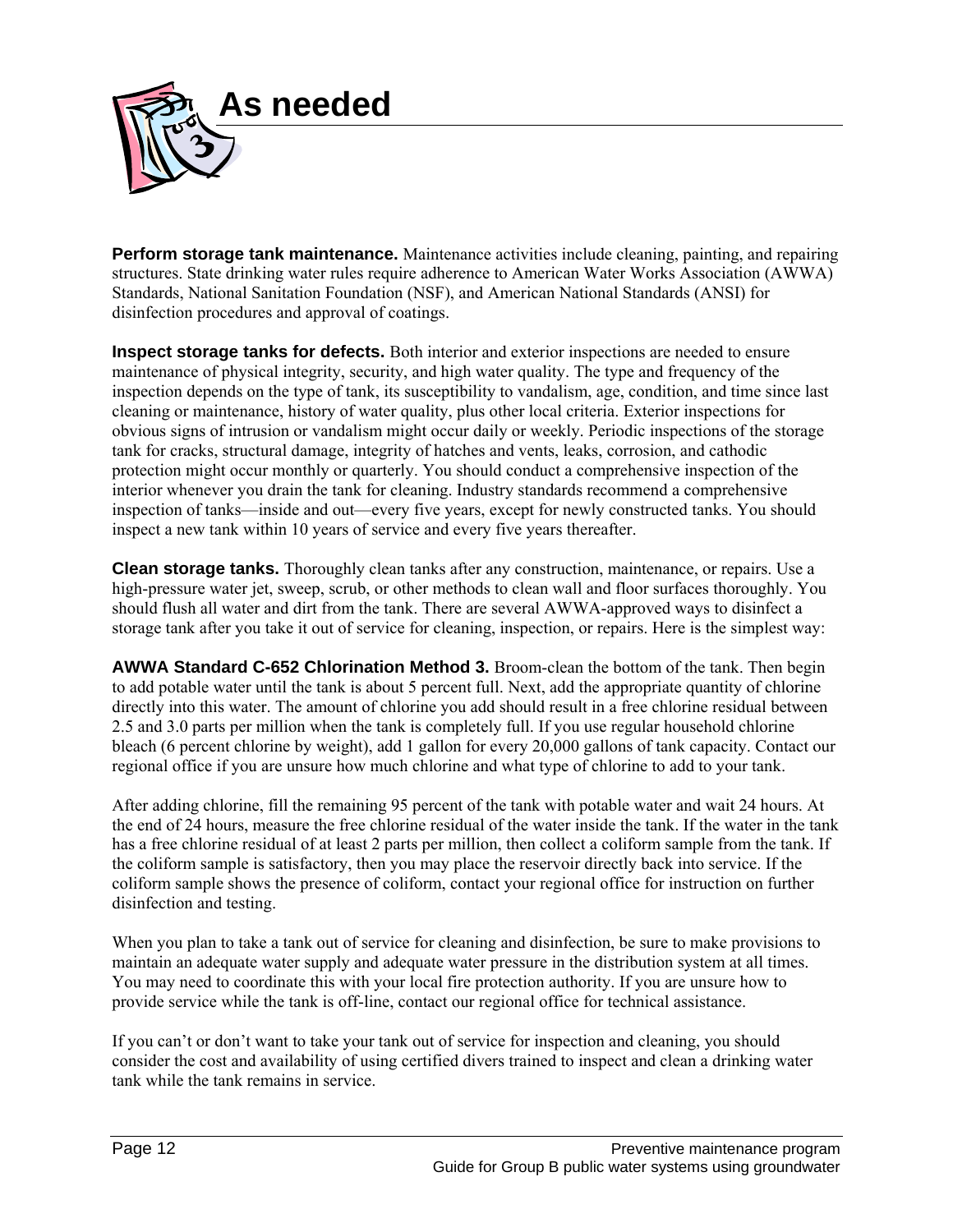# As needed

**Perform storage tank maintenance.** Maintenance activities include cleaning, painting, and repairing structures. State drinking water rules require adherence to American Water Works Association (AWWA) Standards, National Sanitation Foundation (NSF), and American National Standards (ANSI) for disinfection procedures and approval of coatings.

**Inspect storage tanks for defects.** Both interior and exterior inspections are needed to ensure maintenance of physical integrity, security, and high water quality. The type and frequency of the inspection depends on the type of tank, its susceptibility to vandalism, age, condition, and time since last cleaning or maintenance, history of water quality, plus other local criteria. Exterior inspections for obvious signs of intrusion or vandalism might occur daily or weekly. Periodic inspections of the storage tank for cracks, structural damage, integrity of hatches and vents, leaks, corrosion, and cathodic protection might occur monthly or quarterly. You should conduct a comprehensive inspection of the interior whenever you drain the tank for cleaning. Industry standards recommend a comprehensive inspection of tanks—inside and out—every five years, except for newly constructed tanks. You should inspect a new tank within 10 years of service and every five years thereafter.

**Clean storage tanks.** Thoroughly clean tanks after any construction, maintenance, or repairs. Use a high-pressure water jet, sweep, scrub, or other methods to clean wall and floor surfaces thoroughly. You should flush all water and dirt from the tank. There are several AWWA-approved ways to disinfect a storage tank after you take it out of service for cleaning, inspection, or repairs. Here is the simplest way:

**AWWA Standard C-652 Chlorination Method 3.** Broom-clean the bottom of the tank. Then begin to add potable water until the tank is about 5 percent full. Next, add the appropriate quantity of chlorine directly into this water. The amount of chlorine you add should result in a free chlorine residual between 2.5 and 3.0 parts per million when the tank is completely full. If you use regular household chlorine bleach (6 percent chlorine by weight), add 1 gallon for every 20,000 gallons of tank capacity. Contact our regional office if you are unsure how much chlorine and what type of chlorine to add to your tank.

After adding chlorine, fill the remaining 95 percent of the tank with potable water and wait 24 hours. At the end of 24 hours, measure the free chlorine residual of the water inside the tank. If the water in the tank has a free chlorine residual of at least 2 parts per million, then collect a coliform sample from the tank. If the coliform sample is satisfactory, then you may place the reservoir directly back into service. If the coliform sample shows the presence of coliform, contact your regional office for instruction on further disinfection and testing.

When you plan to take a tank out of service for cleaning and disinfection, be sure to make provisions to maintain an adequate water supply and adequate water pressure in the distribution system at all times. You may need to coordinate this with your local fire protection authority. If you are unsure how to provide service while the tank is off-line, contact our regional office for technical assistance.

If you can't or don't want to take your tank out of service for inspection and cleaning, you should consider the cost and availability of using certified divers trained to inspect and clean a drinking water tank while the tank remains in service.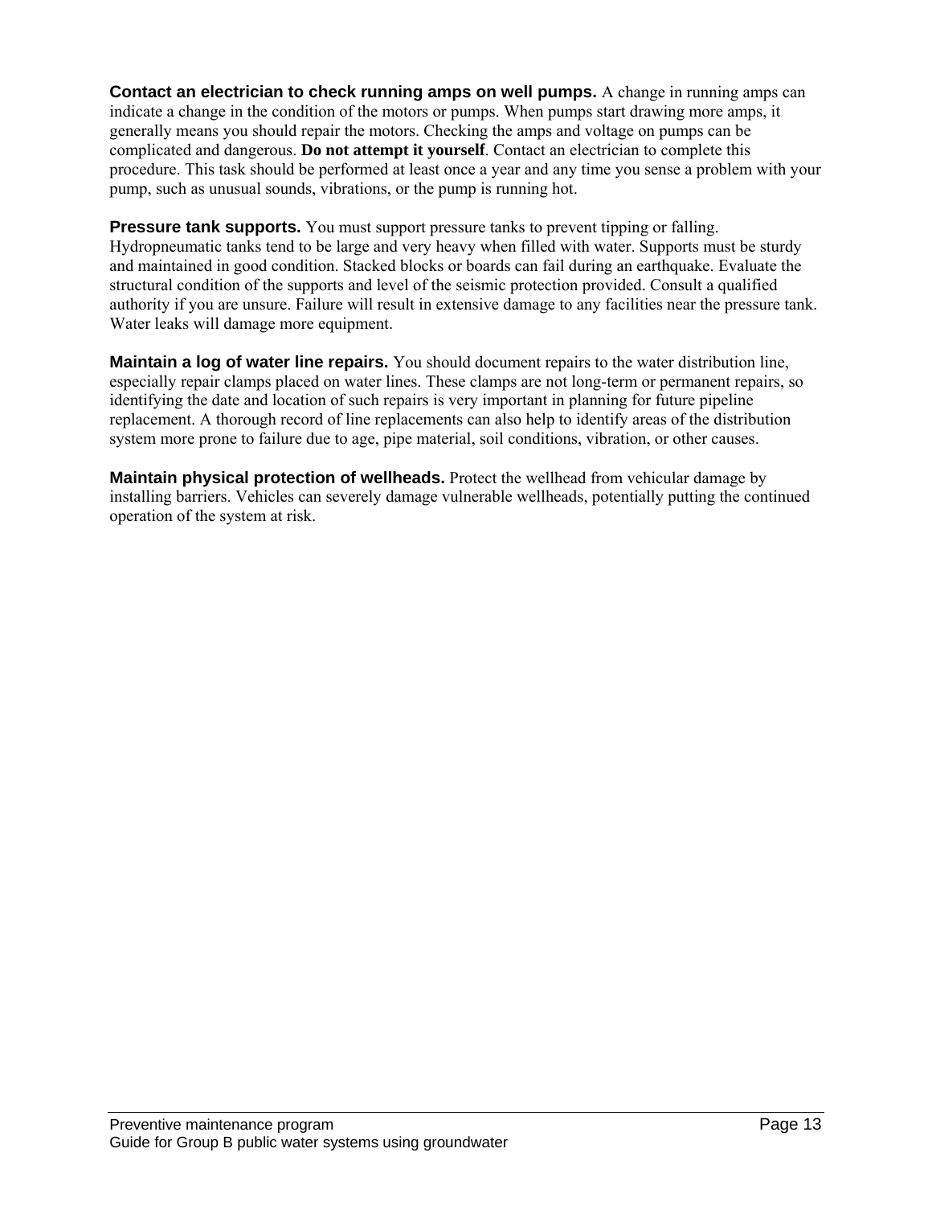**Contact an electrician to check running amps on well pumps.** A change in running amps can indicate a change in the condition of the motors or pumps. When pumps start drawing more amps, it generally means you should repair the motors. Checking the amps and voltage on pumps can be complicated and dangerous. **Do not attempt it yourself**. Contact an electrician to complete this procedure. This task should be performed at least once a year and any time you sense a problem with your pump, such as unusual sounds, vibrations, or the pump is running hot.

**Pressure tank supports.** You must support pressure tanks to prevent tipping or falling. Hydropneumatic tanks tend to be large and very heavy when filled with water. Supports must be sturdy and maintained in good condition. Stacked blocks or boards can fail during an earthquake. Evaluate the structural condition of the supports and level of the seismic protection provided. Consult a qualified authority if you are unsure. Failure will result in extensive damage to any facilities near the pressure tank. Water leaks will damage more equipment.

**Maintain a log of water line repairs.** You should document repairs to the water distribution line, especially repair clamps placed on water lines. These clamps are not long-term or permanent repairs, so identifying the date and location of such repairs is very important in planning for future pipeline replacement. A thorough record of line replacements can also help to identify areas of the distribution system more prone to failure due to age, pipe material, soil conditions, vibration, or other causes.

**Maintain physical protection of wellheads.** Protect the wellhead from vehicular damage by installing barriers. Vehicles can severely damage vulnerable wellheads, potentially putting the continued operation of the system at risk.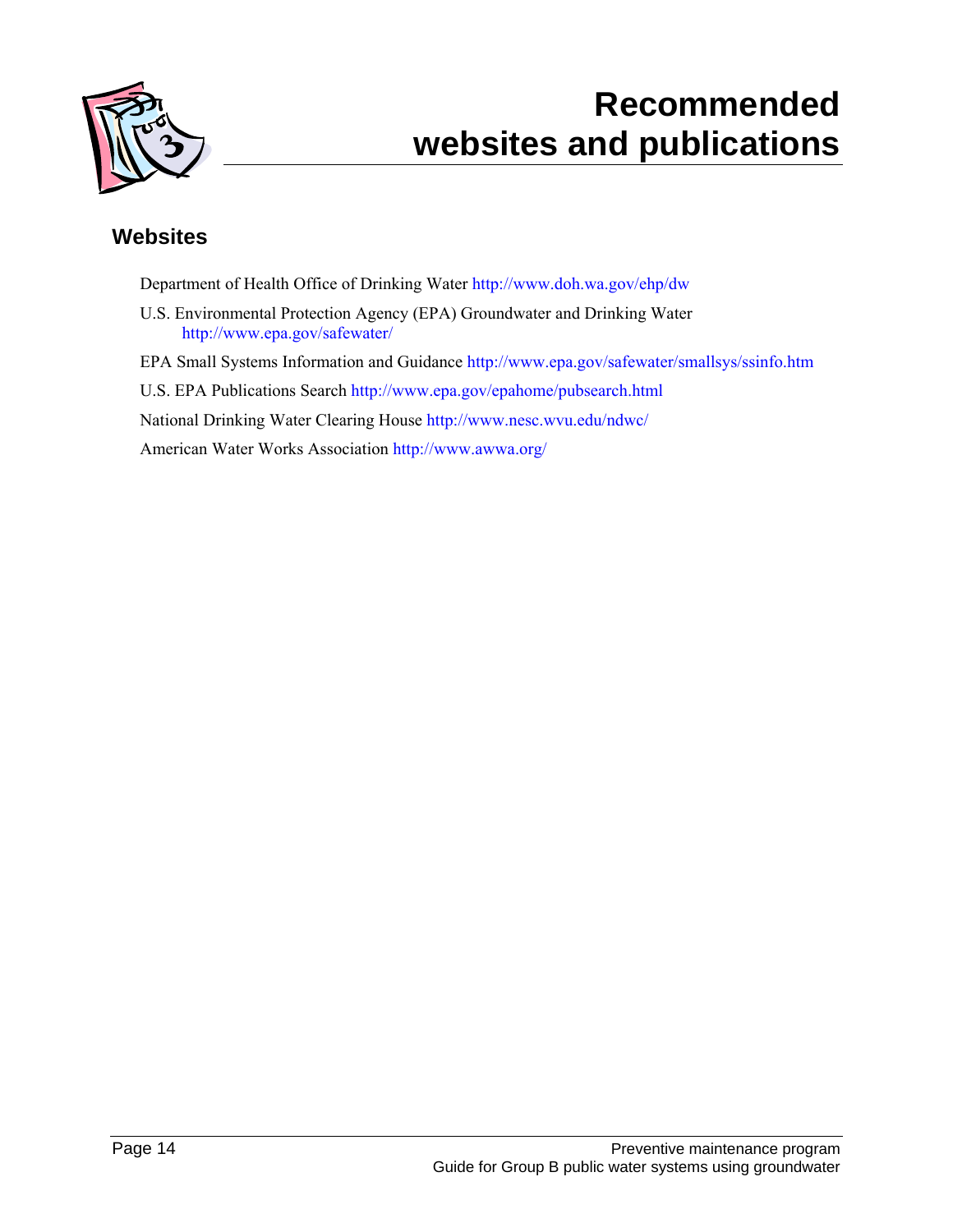# Recommended websites and publications

## Websites

Department of Health Office of Drinking Water http://www.doh.wa.gov/ehp/dw

U.S. Environmental Protection Agency (EPA) Groundwater and Drinking Water http://www.epa.gov/safewater/

EPA Small Systems Information and Guidance http://www.epa.gov/safewater/smallsys/ssinfo.htm

U.S. EPA Publications Search http://www.epa.gov/epahome/pubsearch.html

National Drinking Water Clearing House http://www.nesc.wvu.edu/ndwc/

American Water Works Association http://www.awwa.org/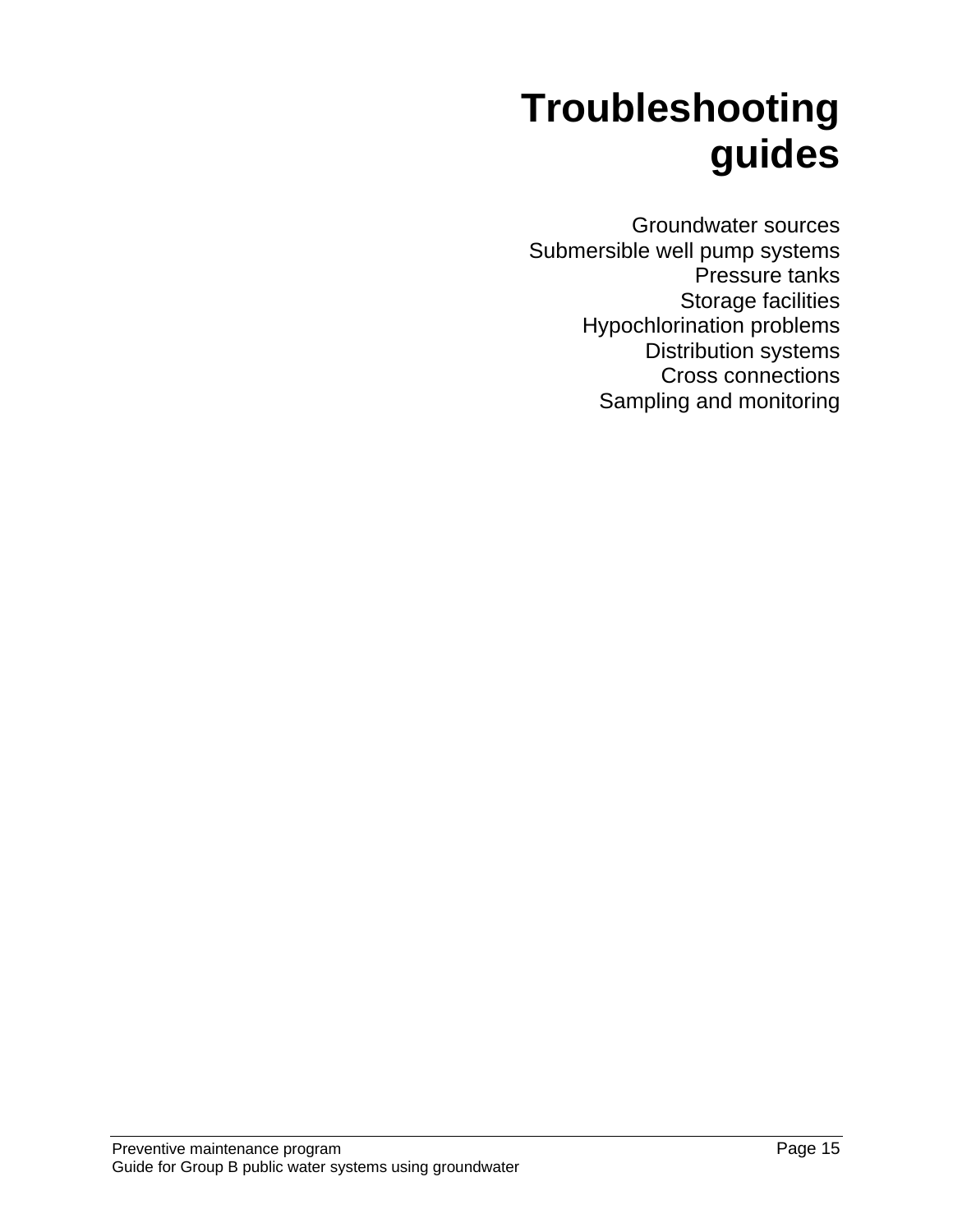# Troubleshooting guides

Groundwater sources
Submersible well pump systems
Pressure tanks
Storage facilities
Hypochlorination problems
Distribution systems
Cross connections
Sampling and monitoring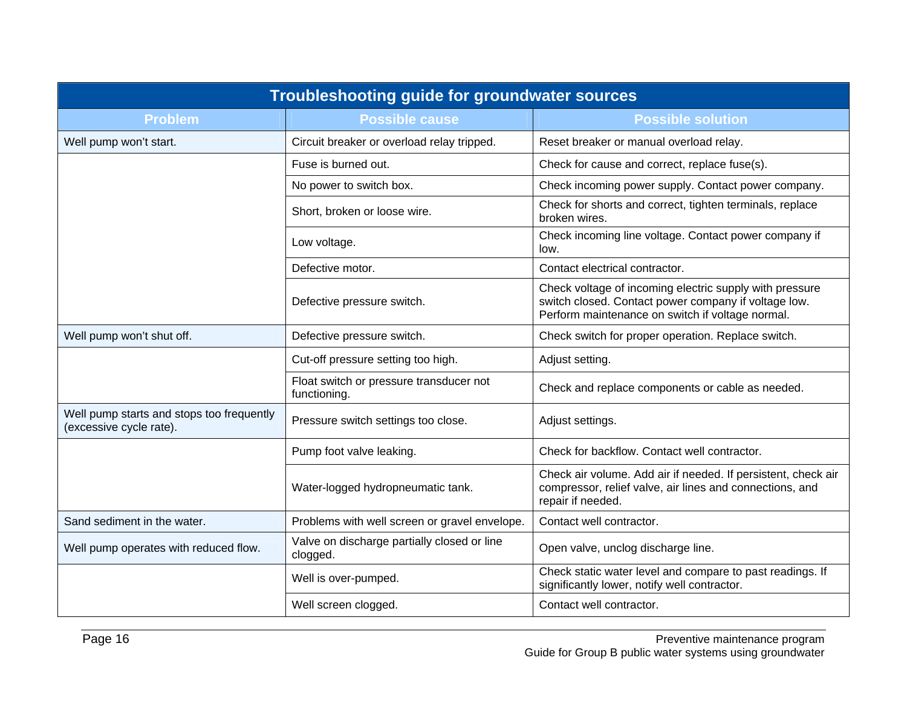| Troubleshooting guide for groundwater sources | | |
|---|---|---|
| **Problem** | **Possible cause** | **Possible solution** |
| Well pump won't start. | Circuit breaker or overload relay tripped. | Reset breaker or manual overload relay. |
| | Fuse is burned out. | Check for cause and correct, replace fuse(s). |
| | No power to switch box. | Check incoming power supply. Contact power company. |
| | Short, broken or loose wire. | Check for shorts and correct, tighten terminals, replace broken wires. |
| | Low voltage. | Check incoming line voltage. Contact power company if low. |
| | Defective motor. | Contact electrical contractor. |
| | Defective pressure switch. | Check voltage of incoming electric supply with pressure switch closed. Contact power company if voltage low. Perform maintenance on switch if voltage normal. |
| Well pump won't shut off. | Defective pressure switch. | Check switch for proper operation. Replace switch. |
| | Cut-off pressure setting too high. | Adjust setting. |
| | Float switch or pressure transducer not functioning. | Check and replace components or cable as needed. |
| Well pump starts and stops too frequently (excessive cycle rate). | Pressure switch settings too close. | Adjust settings. |
| | Pump foot valve leaking. | Check for backflow. Contact well contractor. |
| | Water-logged hydropneumatic tank. | Check air volume. Add air if needed. If persistent, check air compressor, relief valve, air lines and connections, and repair if needed. |
| Sand sediment in the water. | Problems with well screen or gravel envelope. | Contact well contractor. |
| Well pump operates with reduced flow. | Valve on discharge partially closed or line clogged. | Open valve, unclog discharge line. |
| | Well is over-pumped. | Check static water level and compare to past readings. If significantly lower, notify well contractor. |
| | Well screen clogged. | Contact well contractor. |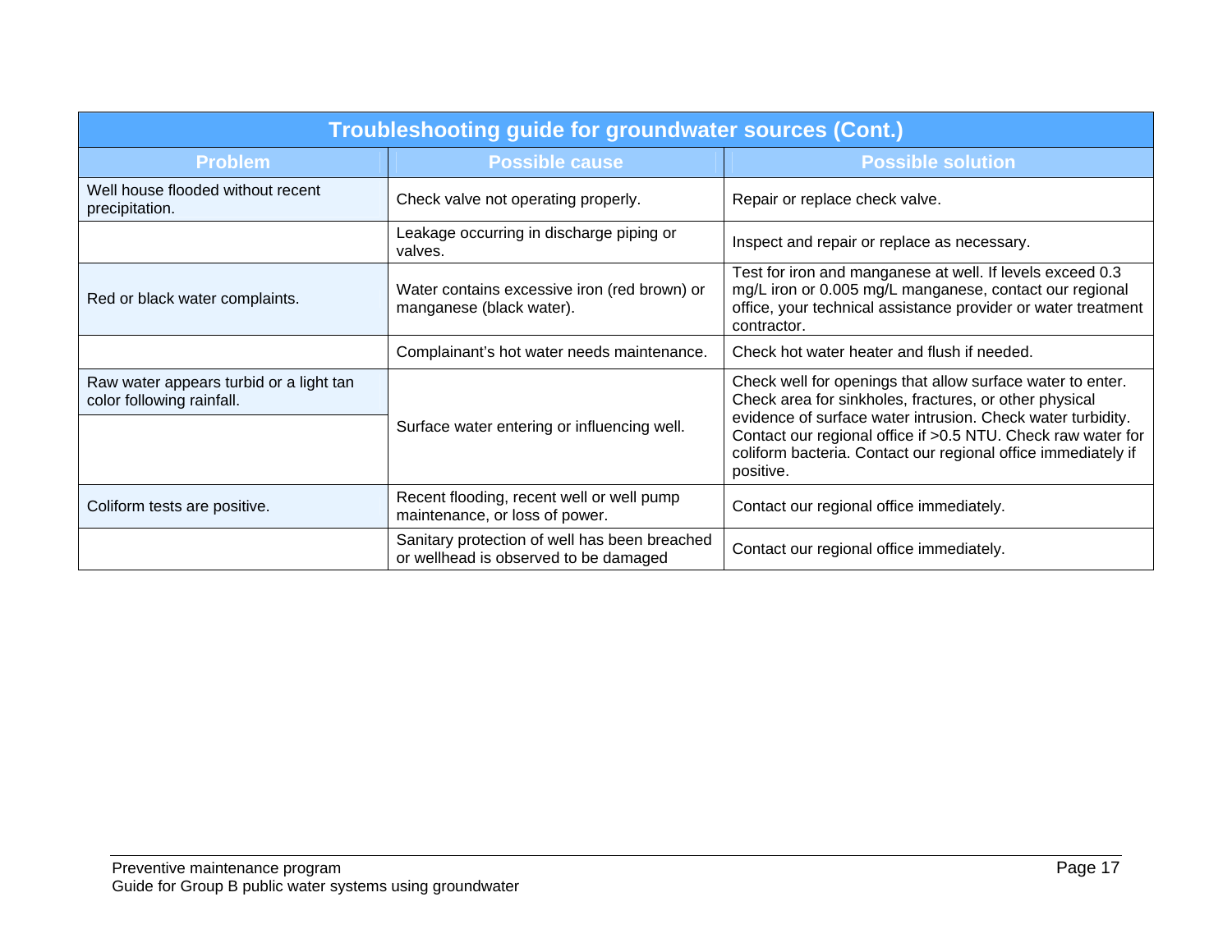| Troubleshooting guide for groundwater sources (Cont.) | | |
|---|---|---|
| **Problem** | **Possible cause** | **Possible solution** |
| Well house flooded without recent precipitation. | Check valve not operating properly. | Repair or replace check valve. |
| | Leakage occurring in discharge piping or valves. | Inspect and repair or replace as necessary. |
| Red or black water complaints. | Water contains excessive iron (red brown) or manganese (black water). | Test for iron and manganese at well. If levels exceed 0.3 mg/L iron or 0.005 mg/L manganese, contact our regional office, your technical assistance provider or water treatment contractor. |
| | Complainant's hot water needs maintenance. | Check hot water heater and flush if needed. |
| Raw water appears turbid or a light tan color following rainfall. | Surface water entering or influencing well. | Check well for openings that allow surface water to enter. Check area for sinkholes, fractures, or other physical evidence of surface water intrusion. Check water turbidity. Contact our regional office if >0.5 NTU. Check raw water for coliform bacteria. Contact our regional office immediately if positive. |
| Coliform tests are positive. | Recent flooding, recent well or well pump maintenance, or loss of power. | Contact our regional office immediately. |
| | Sanitary protection of well has been breached or wellhead is observed to be damaged | Contact our regional office immediately. |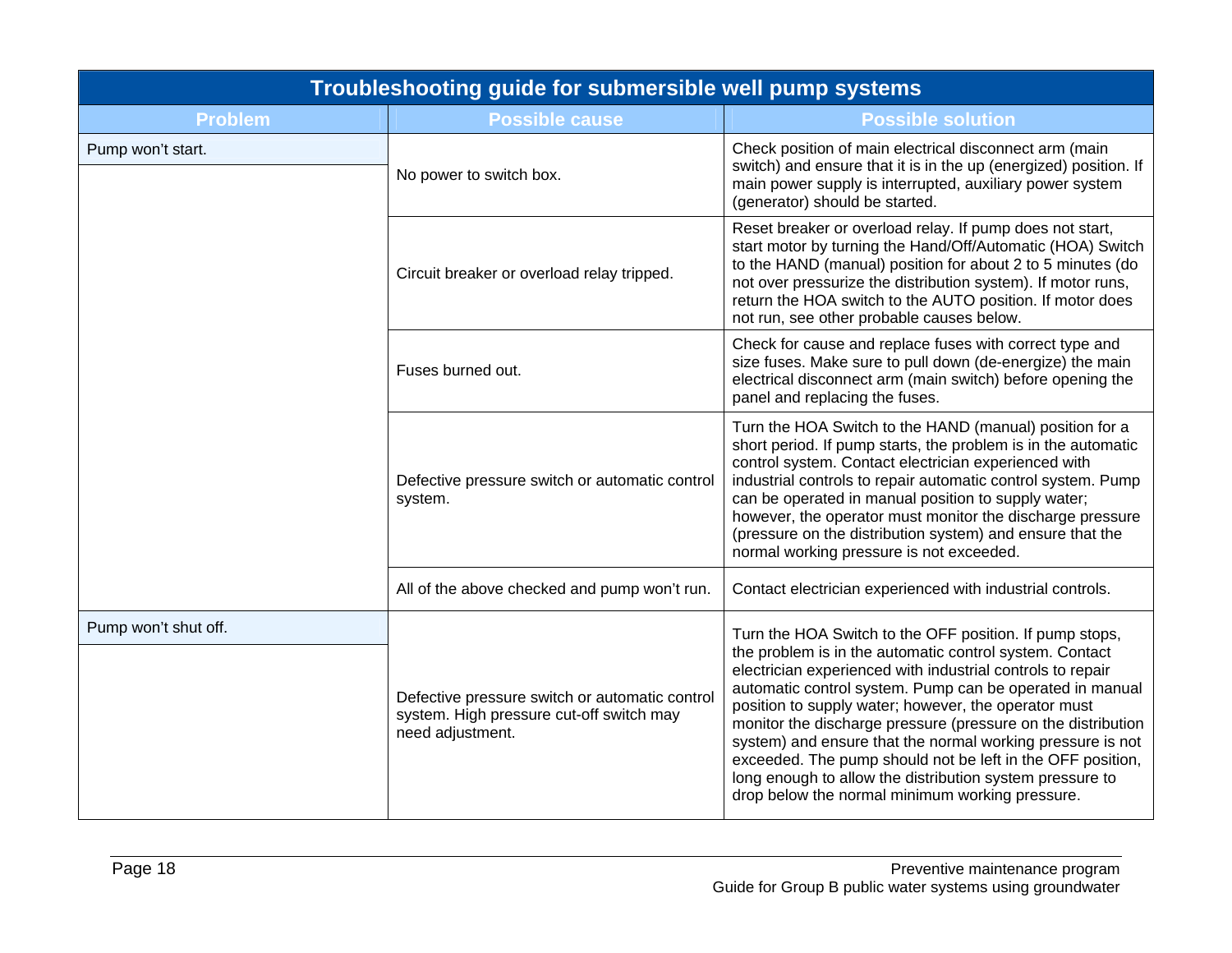| Troubleshooting guide for submersible well pump systems | | |
|---|---|---|
| **Problem** | **Possible cause** | **Possible solution** |
| Pump won't start. | No power to switch box. | Check position of main electrical disconnect arm (main switch) and ensure that it is in the up (energized) position. If main power supply is interrupted, auxiliary power system (generator) should be started. |
| | Circuit breaker or overload relay tripped. | Reset breaker or overload relay. If pump does not start, start motor by turning the Hand/Off/Automatic (HOA) Switch to the HAND (manual) position for about 2 to 5 minutes (do not over pressurize the distribution system). If motor runs, return the HOA switch to the AUTO position. If motor does not run, see other probable causes below. |
| | Fuses burned out. | Check for cause and replace fuses with correct type and size fuses. Make sure to pull down (de-energize) the main electrical disconnect arm (main switch) before opening the panel and replacing the fuses. |
| | Defective pressure switch or automatic control system. | Turn the HOA Switch to the HAND (manual) position for a short period. If pump starts, the problem is in the automatic control system. Contact electrician experienced with industrial controls to repair automatic control system. Pump can be operated in manual position to supply water; however, the operator must monitor the discharge pressure (pressure on the distribution system) and ensure that the normal working pressure is not exceeded. |
| | All of the above checked and pump won't run. | Contact electrician experienced with industrial controls. |
| Pump won't shut off. | Defective pressure switch or automatic control system. High pressure cut-off switch may need adjustment. | Turn the HOA Switch to the OFF position. If pump stops, the problem is in the automatic control system. Contact electrician experienced with industrial controls to repair automatic control system. Pump can be operated in manual position to supply water; however, the operator must monitor the discharge pressure (pressure on the distribution system) and ensure that the normal working pressure is not exceeded. The pump should not be left in the OFF position, long enough to allow the distribution system pressure to drop below the normal minimum working pressure. |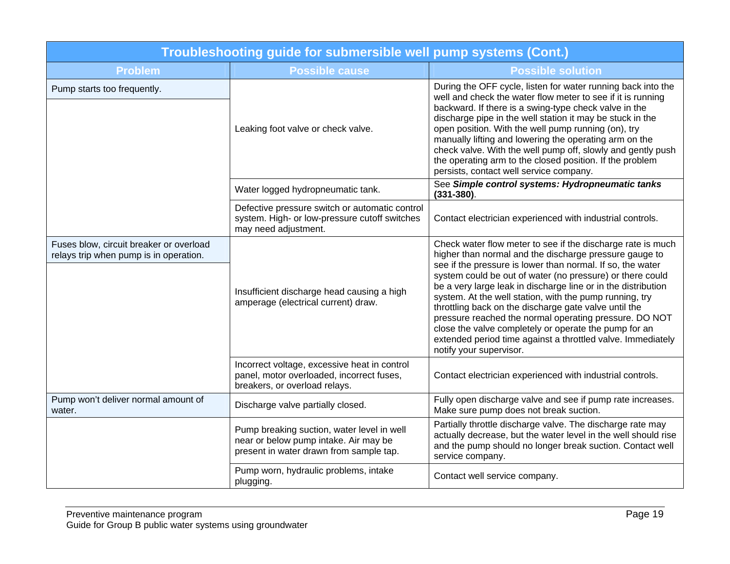| Troubleshooting guide for submersible well pump systems (Cont.) | | |
|---|---|---|
| **Problem** | **Possible cause** | **Possible solution** |
| Pump starts too frequently. | Leaking foot valve or check valve. | During the OFF cycle, listen for water running back into the well and check the water flow meter to see if it is running backward. If there is a swing-type check valve in the discharge pipe in the well station it may be stuck in the open position. With the well pump running (on), try manually lifting and lowering the operating arm on the check valve. With the well pump off, slowly and gently push the operating arm to the closed position. If the problem persists, contact well service company. |
| | Water logged hydropneumatic tank. | See ***Simple control systems: Hydropneumatic tanks* (331-380)**. |
| | Defective pressure switch or automatic control system. High- or low-pressure cutoff switches may need adjustment. | Contact electrician experienced with industrial controls. |
| Fuses blow, circuit breaker or overload relays trip when pump is in operation. | Insufficient discharge head causing a high amperage (electrical current) draw. | Check water flow meter to see if the discharge rate is much higher than normal and the discharge pressure gauge to see if the pressure is lower than normal. If so, the water system could be out of water (no pressure) or there could be a very large leak in discharge line or in the distribution system. At the well station, with the pump running, try throttling back on the discharge gate valve until the pressure reached the normal operating pressure. DO NOT close the valve completely or operate the pump for an extended period time against a throttled valve. Immediately notify your supervisor. |
| | Incorrect voltage, excessive heat in control panel, motor overloaded, incorrect fuses, breakers, or overload relays. | Contact electrician experienced with industrial controls. |
| Pump won't deliver normal amount of water. | Discharge valve partially closed. | Fully open discharge valve and see if pump rate increases. Make sure pump does not break suction. |
| | Pump breaking suction, water level in well near or below pump intake. Air may be present in water drawn from sample tap. | Partially throttle discharge valve. The discharge rate may actually decrease, but the water level in the well should rise and the pump should no longer break suction. Contact well service company. |
| | Pump worn, hydraulic problems, intake plugging. | Contact well service company. |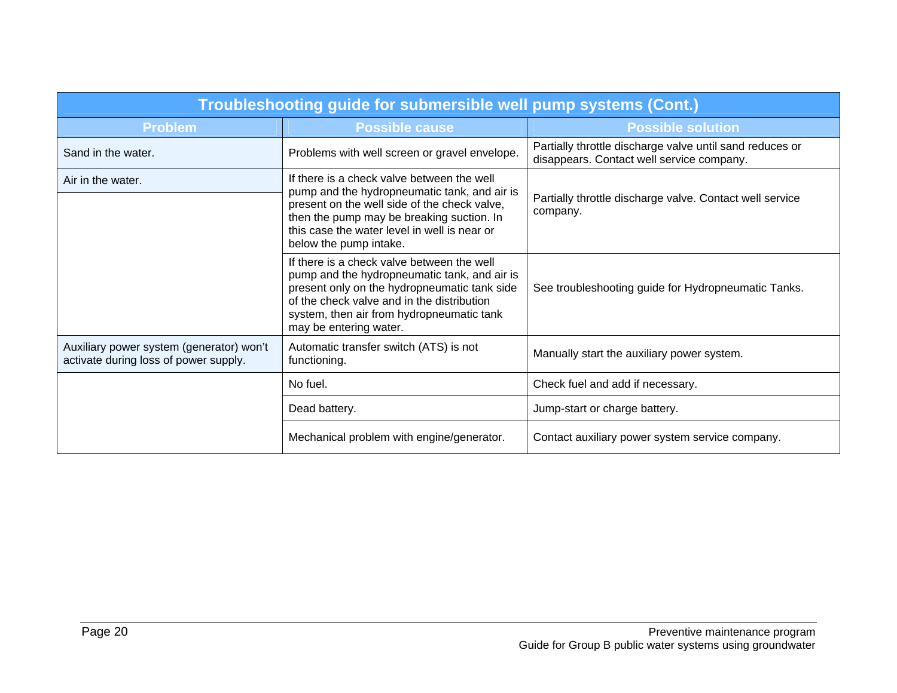| Troubleshooting guide for submersible well pump systems (Cont.) | | |
|---|---|---|
| **Problem** | **Possible cause** | **Possible solution** |
| Sand in the water. | Problems with well screen or gravel envelope. | Partially throttle discharge valve until sand reduces or disappears. Contact well service company. |
| Air in the water. | If there is a check valve between the well pump and the hydropneumatic tank, and air is present on the well side of the check valve, then the pump may be breaking suction. In this case the water level in well is near or below the pump intake. | Partially throttle discharge valve. Contact well service company. |
| | If there is a check valve between the well pump and the hydropneumatic tank, and air is present only on the hydropneumatic tank side of the check valve and in the distribution system, then air from hydropneumatic tank may be entering water. | See troubleshooting guide for Hydropneumatic Tanks. |
| Auxiliary power system (generator) won't activate during loss of power supply. | Automatic transfer switch (ATS) is not functioning. | Manually start the auxiliary power system. |
| | No fuel. | Check fuel and add if necessary. |
| | Dead battery. | Jump-start or charge battery. |
| | Mechanical problem with engine/generator. | Contact auxiliary power system service company. |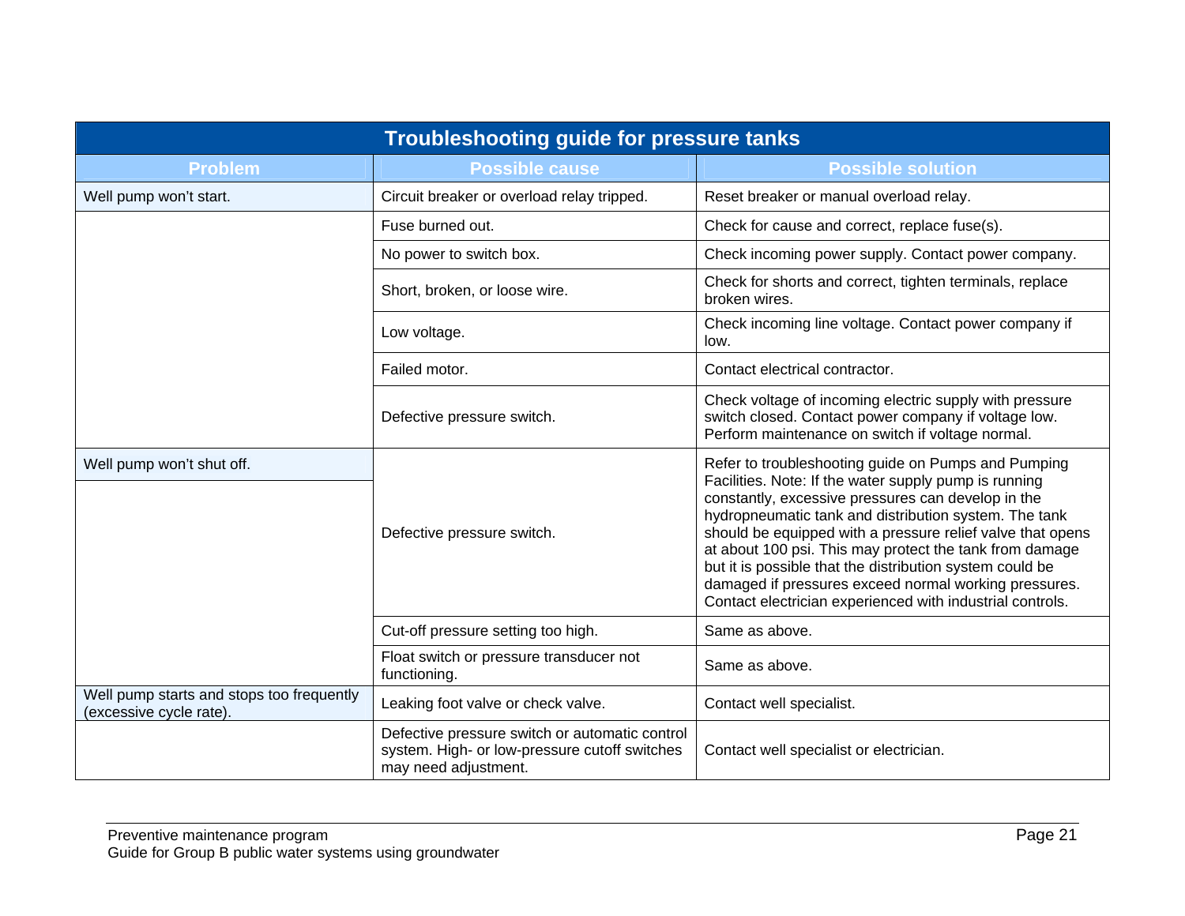## Troubleshooting guide for pressure tanks

| Problem | Possible cause | Possible solution |
|---|---|---|
| Well pump won't start. | Circuit breaker or overload relay tripped. | Reset breaker or manual overload relay. |
| | Fuse burned out. | Check for cause and correct, replace fuse(s). |
| | No power to switch box. | Check incoming power supply. Contact power company. |
| | Short, broken, or loose wire. | Check for shorts and correct, tighten terminals, replace broken wires. |
| | Low voltage. | Check incoming line voltage. Contact power company if low. |
| | Failed motor. | Contact electrical contractor. |
| | Defective pressure switch. | Check voltage of incoming electric supply with pressure switch closed. Contact power company if voltage low. Perform maintenance on switch if voltage normal. |
| Well pump won't shut off. | Defective pressure switch. | Refer to troubleshooting guide on Pumps and Pumping Facilities. Note: If the water supply pump is running constantly, excessive pressures can develop in the hydropneumatic tank and distribution system. The tank should be equipped with a pressure relief valve that opens at about 100 psi. This may protect the tank from damage but it is possible that the distribution system could be damaged if pressures exceed normal working pressures. Contact electrician experienced with industrial controls. |
| | Cut-off pressure setting too high. | Same as above. |
| | Float switch or pressure transducer not functioning. | Same as above. |
| Well pump starts and stops too frequently (excessive cycle rate). | Leaking foot valve or check valve. | Contact well specialist. |
| | Defective pressure switch or automatic control system. High- or low-pressure cutoff switches may need adjustment. | Contact well specialist or electrician. |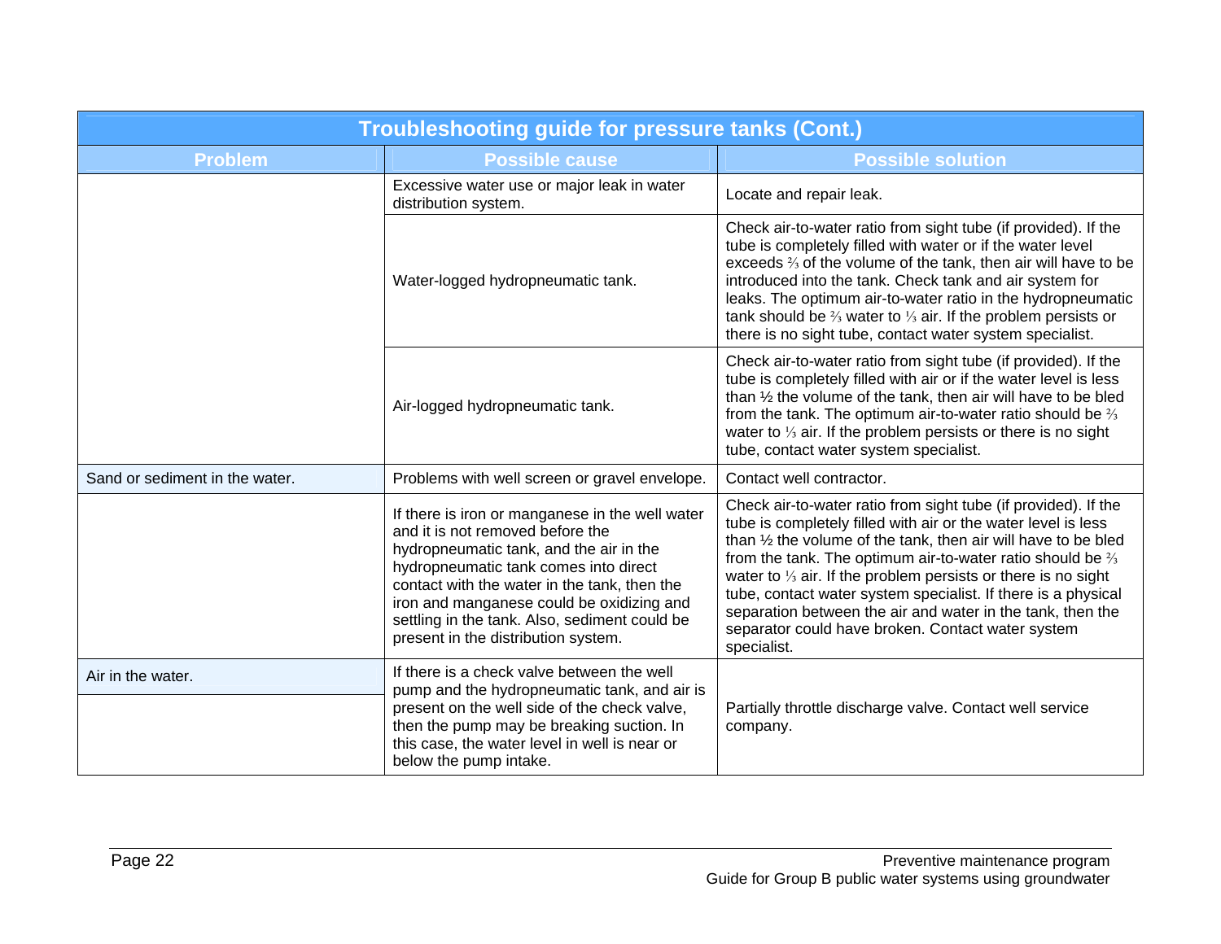| Troubleshooting guide for pressure tanks (Cont.) | | |
|---|---|---|
| **Problem** | **Possible cause** | **Possible solution** |
| | Excessive water use or major leak in water distribution system. | Locate and repair leak. |
| | Water-logged hydropneumatic tank. | Check air-to-water ratio from sight tube (if provided). If the tube is completely filled with water or if the water level exceeds ⅔ of the volume of the tank, then air will have to be introduced into the tank. Check tank and air system for leaks. The optimum air-to-water ratio in the hydropneumatic tank should be ⅔ water to ⅓ air. If the problem persists or there is no sight tube, contact water system specialist. |
| | Air-logged hydropneumatic tank. | Check air-to-water ratio from sight tube (if provided). If the tube is completely filled with air or if the water level is less than ½ the volume of the tank, then air will have to be bled from the tank. The optimum air-to-water ratio should be ⅔ water to ⅓ air. If the problem persists or there is no sight tube, contact water system specialist. |
| Sand or sediment in the water. | Problems with well screen or gravel envelope. | Contact well contractor. |
| | If there is iron or manganese in the well water and it is not removed before the hydropneumatic tank, and the air in the hydropneumatic tank comes into direct contact with the water in the tank, then the iron and manganese could be oxidizing and settling in the tank. Also, sediment could be present in the distribution system. | Check air-to-water ratio from sight tube (if provided). If the tube is completely filled with air or the water level is less than ½ the volume of the tank, then air will have to be bled from the tank. The optimum air-to-water ratio should be ⅔ water to ⅓ air. If the problem persists or there is no sight tube, contact water system specialist. If there is a physical separation between the air and water in the tank, then the separator could have broken. Contact water system specialist. |
| Air in the water. | If there is a check valve between the well pump and the hydropneumatic tank, and air is present on the well side of the check valve, then the pump may be breaking suction. In this case, the water level in well is near or below the pump intake. | Partially throttle discharge valve. Contact well service company. |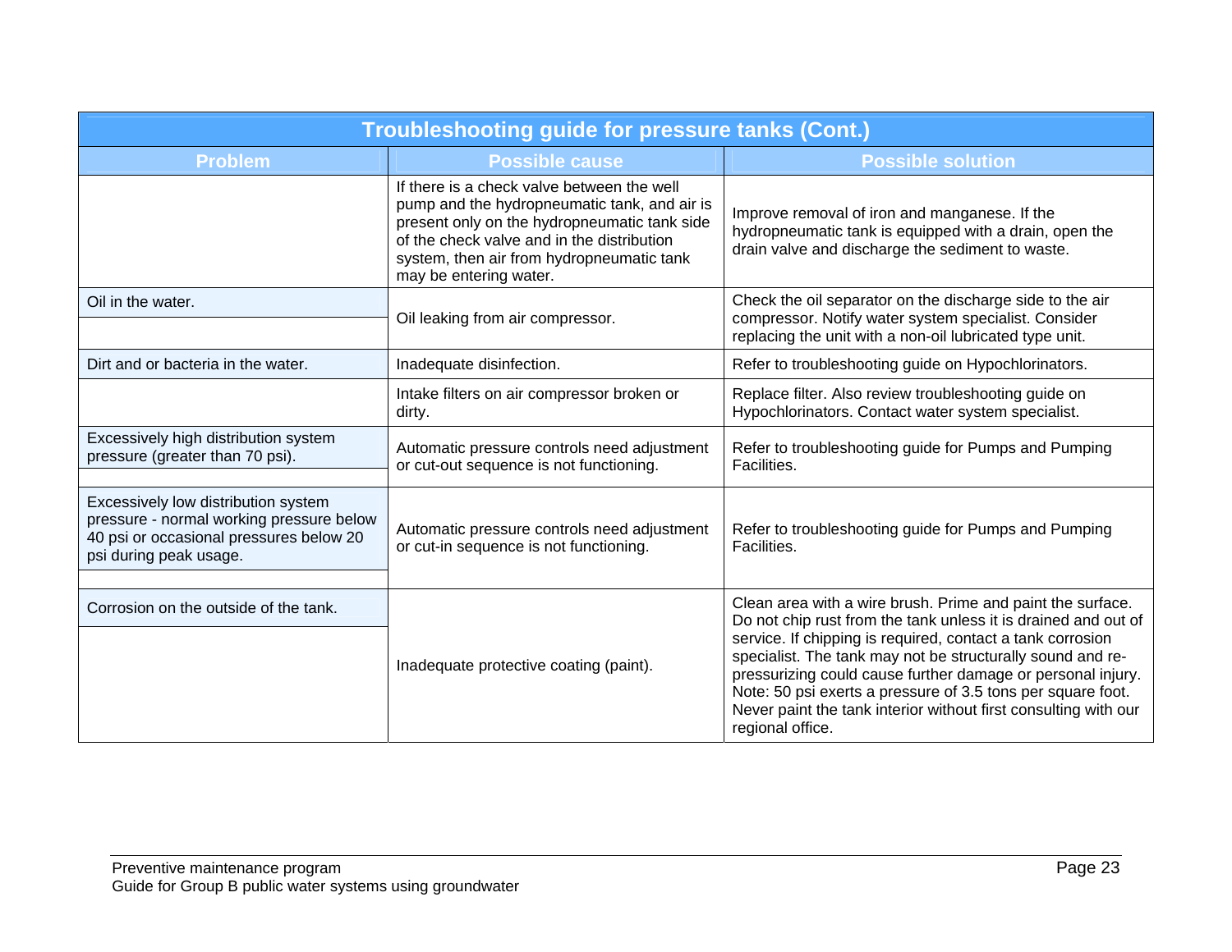## Troubleshooting guide for pressure tanks (Cont.)

| Problem | Possible cause | Possible solution |
|---|---|---|
| | If there is a check valve between the well pump and the hydropneumatic tank, and air is present only on the hydropneumatic tank side of the check valve and in the distribution system, then air from hydropneumatic tank may be entering water. | Improve removal of iron and manganese. If the hydropneumatic tank is equipped with a drain, open the drain valve and discharge the sediment to waste. |
| Oil in the water. | Oil leaking from air compressor. | Check the oil separator on the discharge side to the air compressor. Notify water system specialist. Consider replacing the unit with a non-oil lubricated type unit. |
| Dirt and or bacteria in the water. | Inadequate disinfection. | Refer to troubleshooting guide on Hypochlorinators. |
| | Intake filters on air compressor broken or dirty. | Replace filter. Also review troubleshooting guide on Hypochlorinators. Contact water system specialist. |
| Excessively high distribution system pressure (greater than 70 psi). | Automatic pressure controls need adjustment or cut-out sequence is not functioning. | Refer to troubleshooting guide for Pumps and Pumping Facilities. |
| Excessively low distribution system pressure - normal working pressure below 40 psi or occasional pressures below 20 psi during peak usage. | Automatic pressure controls need adjustment or cut-in sequence is not functioning. | Refer to troubleshooting guide for Pumps and Pumping Facilities. |
| Corrosion on the outside of the tank. | Inadequate protective coating (paint). | Clean area with a wire brush. Prime and paint the surface. Do not chip rust from the tank unless it is drained and out of service. If chipping is required, contact a tank corrosion specialist. The tank may not be structurally sound and re-pressurizing could cause further damage or personal injury. Note: 50 psi exerts a pressure of 3.5 tons per square foot. Never paint the tank interior without first consulting with our regional office. |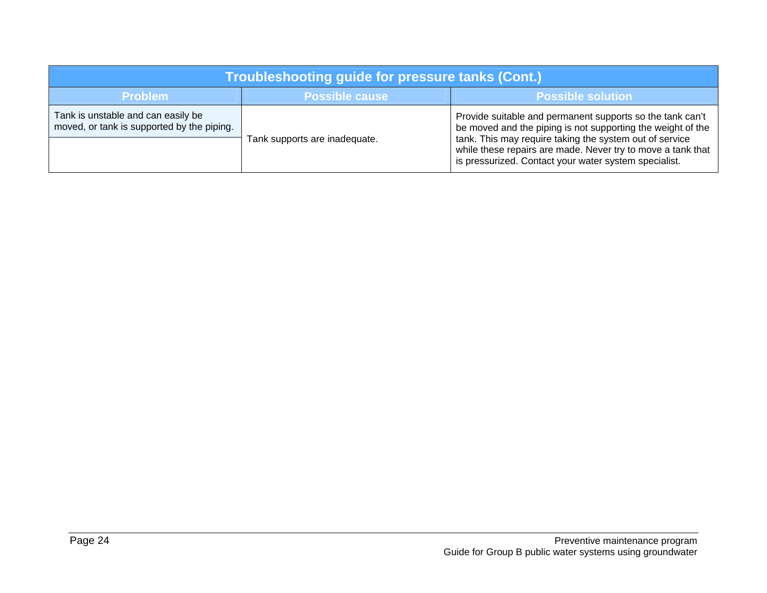| Troubleshooting guide for pressure tanks (Cont.) | | |
|---|---|---|
| **Problem** | **Possible cause** | **Possible solution** |
| Tank is unstable and can easily be moved, or tank is supported by the piping. | Tank supports are inadequate. | Provide suitable and permanent supports so the tank can't be moved and the piping is not supporting the weight of the tank. This may require taking the system out of service while these repairs are made. Never try to move a tank that is pressurized. Contact your water system specialist. |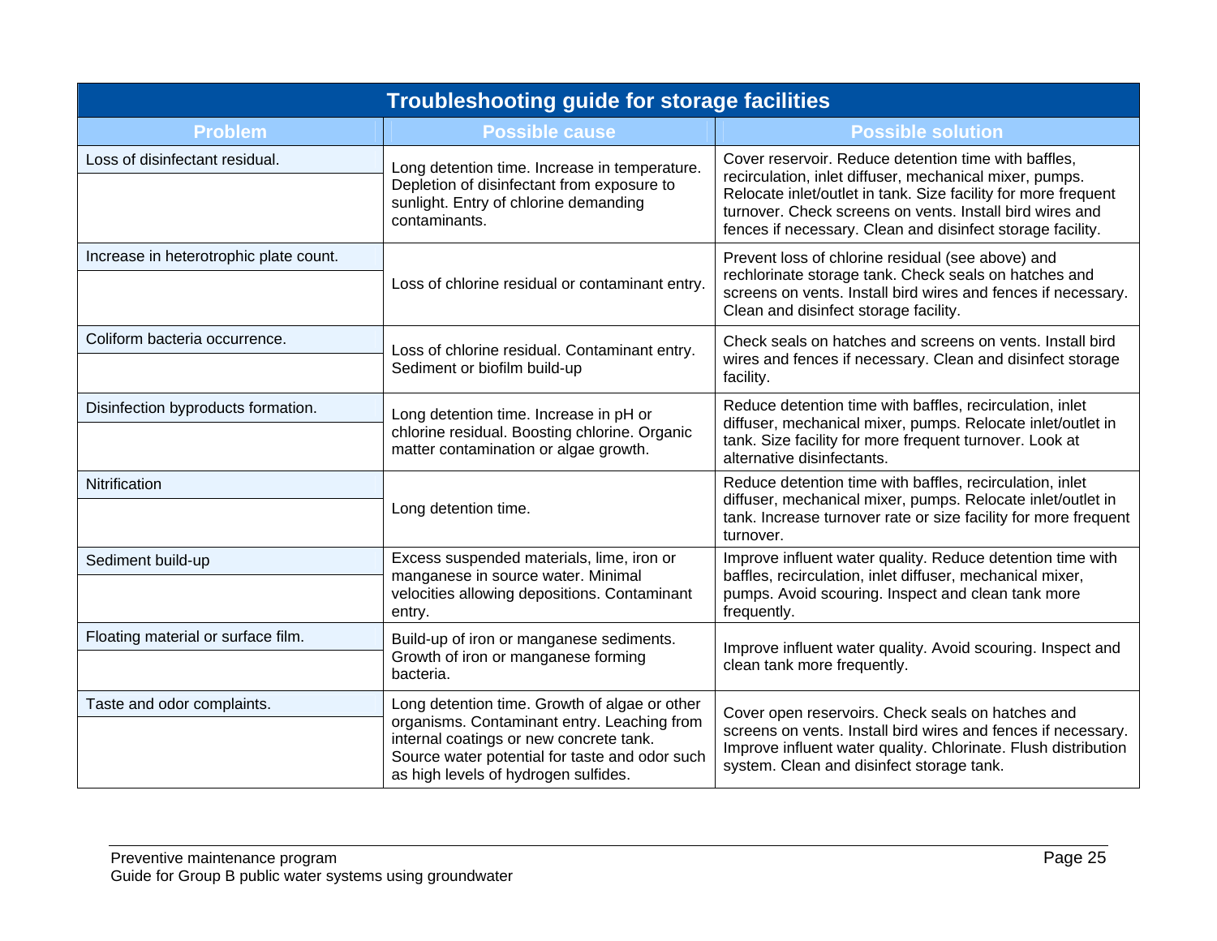| Troubleshooting guide for storage facilities | | |
|---|---|---|
| **Problem** | **Possible cause** | **Possible solution** |
| Loss of disinfectant residual. | Long detention time. Increase in temperature. Depletion of disinfectant from exposure to sunlight. Entry of chlorine demanding contaminants. | Cover reservoir. Reduce detention time with baffles, recirculation, inlet diffuser, mechanical mixer, pumps. Relocate inlet/outlet in tank. Size facility for more frequent turnover. Check screens on vents. Install bird wires and fences if necessary. Clean and disinfect storage facility. |
| Increase in heterotrophic plate count. | Loss of chlorine residual or contaminant entry. | Prevent loss of chlorine residual (see above) and rechlorinate storage tank. Check seals on hatches and screens on vents. Install bird wires and fences if necessary. Clean and disinfect storage facility. |
| Coliform bacteria occurrence. | Loss of chlorine residual. Contaminant entry. Sediment or biofilm build-up | Check seals on hatches and screens on vents. Install bird wires and fences if necessary. Clean and disinfect storage facility. |
| Disinfection byproducts formation. | Long detention time. Increase in pH or chlorine residual. Boosting chlorine. Organic matter contamination or algae growth. | Reduce detention time with baffles, recirculation, inlet diffuser, mechanical mixer, pumps. Relocate inlet/outlet in tank. Size facility for more frequent turnover. Look at alternative disinfectants. |
| Nitrification | Long detention time. | Reduce detention time with baffles, recirculation, inlet diffuser, mechanical mixer, pumps. Relocate inlet/outlet in tank. Increase turnover rate or size facility for more frequent turnover. |
| Sediment build-up | Excess suspended materials, lime, iron or manganese in source water. Minimal velocities allowing depositions. Contaminant entry. | Improve influent water quality. Reduce detention time with baffles, recirculation, inlet diffuser, mechanical mixer, pumps. Avoid scouring. Inspect and clean tank more frequently. |
| Floating material or surface film. | Build-up of iron or manganese sediments. Growth of iron or manganese forming bacteria. | Improve influent water quality. Avoid scouring. Inspect and clean tank more frequently. |
| Taste and odor complaints. | Long detention time. Growth of algae or other organisms. Contaminant entry. Leaching from internal coatings or new concrete tank. Source water potential for taste and odor such as high levels of hydrogen sulfides. | Cover open reservoirs. Check seals on hatches and screens on vents. Install bird wires and fences if necessary. Improve influent water quality. Chlorinate. Flush distribution system. Clean and disinfect storage tank. |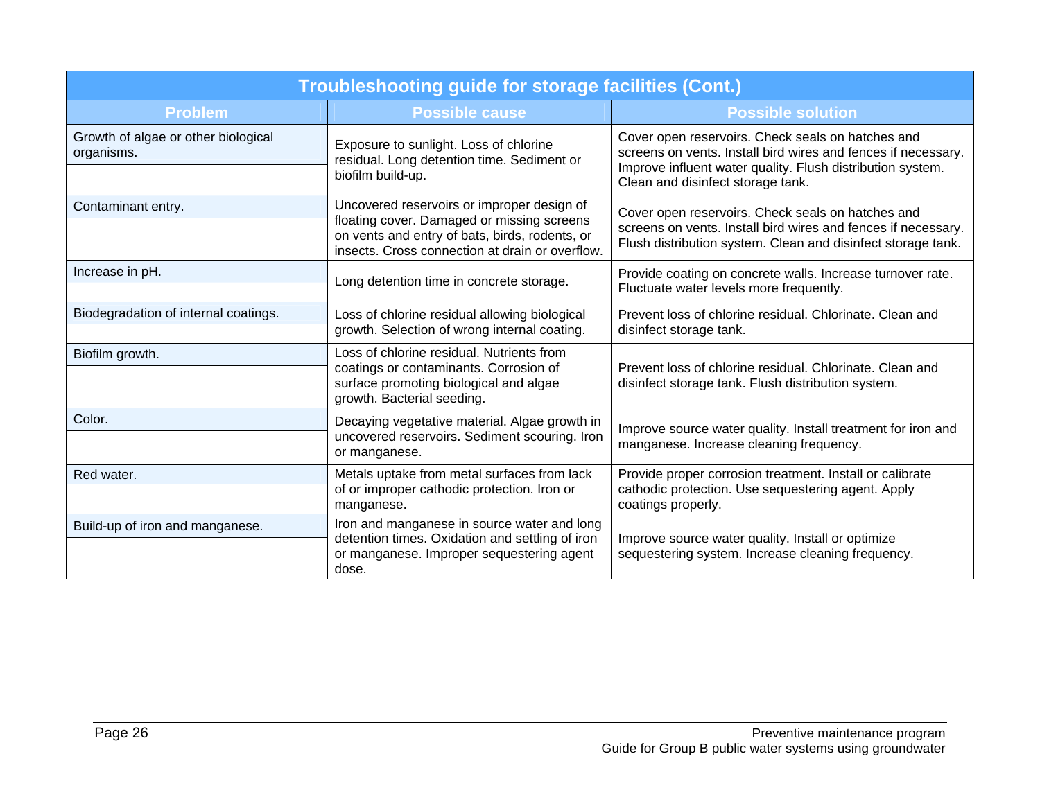| Troubleshooting guide for storage facilities (Cont.) | | |
|---|---|---|
| **Problem** | **Possible cause** | **Possible solution** |
| Growth of algae or other biological organisms. | Exposure to sunlight. Loss of chlorine residual. Long detention time. Sediment or biofilm build-up. | Cover open reservoirs. Check seals on hatches and screens on vents. Install bird wires and fences if necessary. Improve influent water quality. Flush distribution system. Clean and disinfect storage tank. |
| Contaminant entry. | Uncovered reservoirs or improper design of floating cover. Damaged or missing screens on vents and entry of bats, birds, rodents, or insects. Cross connection at drain or overflow. | Cover open reservoirs. Check seals on hatches and screens on vents. Install bird wires and fences if necessary. Flush distribution system. Clean and disinfect storage tank. |
| Increase in pH. | Long detention time in concrete storage. | Provide coating on concrete walls. Increase turnover rate. Fluctuate water levels more frequently. |
| Biodegradation of internal coatings. | Loss of chlorine residual allowing biological growth. Selection of wrong internal coating. | Prevent loss of chlorine residual. Chlorinate. Clean and disinfect storage tank. |
| Biofilm growth. | Loss of chlorine residual. Nutrients from coatings or contaminants. Corrosion of surface promoting biological and algae growth. Bacterial seeding. | Prevent loss of chlorine residual. Chlorinate. Clean and disinfect storage tank. Flush distribution system. |
| Color. | Decaying vegetative material. Algae growth in uncovered reservoirs. Sediment scouring. Iron or manganese. | Improve source water quality. Install treatment for iron and manganese. Increase cleaning frequency. |
| Red water. | Metals uptake from metal surfaces from lack of or improper cathodic protection. Iron or manganese. | Provide proper corrosion treatment. Install or calibrate cathodic protection. Use sequestering agent. Apply coatings properly. |
| Build-up of iron and manganese. | Iron and manganese in source water and long detention times. Oxidation and settling of iron or manganese. Improper sequestering agent dose. | Improve source water quality. Install or optimize sequestering system. Increase cleaning frequency. |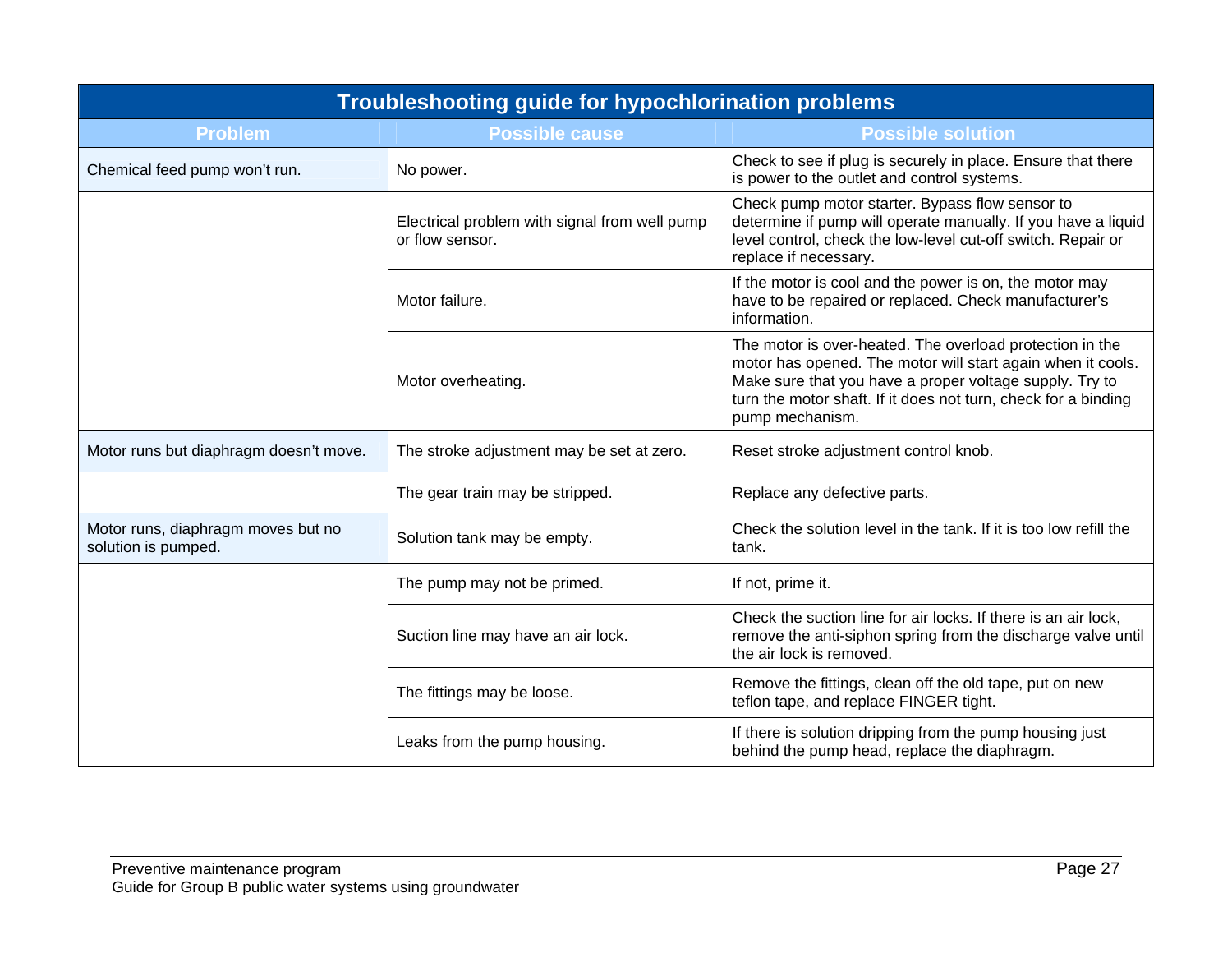| Troubleshooting guide for hypochlorination problems | | |
|---|---|---|
| **Problem** | **Possible cause** | **Possible solution** |
| Chemical feed pump won't run. | No power. | Check to see if plug is securely in place. Ensure that there is power to the outlet and control systems. |
| | Electrical problem with signal from well pump or flow sensor. | Check pump motor starter. Bypass flow sensor to determine if pump will operate manually. If you have a liquid level control, check the low-level cut-off switch. Repair or replace if necessary. |
| | Motor failure. | If the motor is cool and the power is on, the motor may have to be repaired or replaced. Check manufacturer's information. |
| | Motor overheating. | The motor is over-heated. The overload protection in the motor has opened. The motor will start again when it cools. Make sure that you have a proper voltage supply. Try to turn the motor shaft. If it does not turn, check for a binding pump mechanism. |
| Motor runs but diaphragm doesn't move. | The stroke adjustment may be set at zero. | Reset stroke adjustment control knob. |
| | The gear train may be stripped. | Replace any defective parts. |
| Motor runs, diaphragm moves but no solution is pumped. | Solution tank may be empty. | Check the solution level in the tank. If it is too low refill the tank. |
| | The pump may not be primed. | If not, prime it. |
| | Suction line may have an air lock. | Check the suction line for air locks. If there is an air lock, remove the anti-siphon spring from the discharge valve until the air lock is removed. |
| | The fittings may be loose. | Remove the fittings, clean off the old tape, put on new teflon tape, and replace FINGER tight. |
| | Leaks from the pump housing. | If there is solution dripping from the pump housing just behind the pump head, replace the diaphragm. |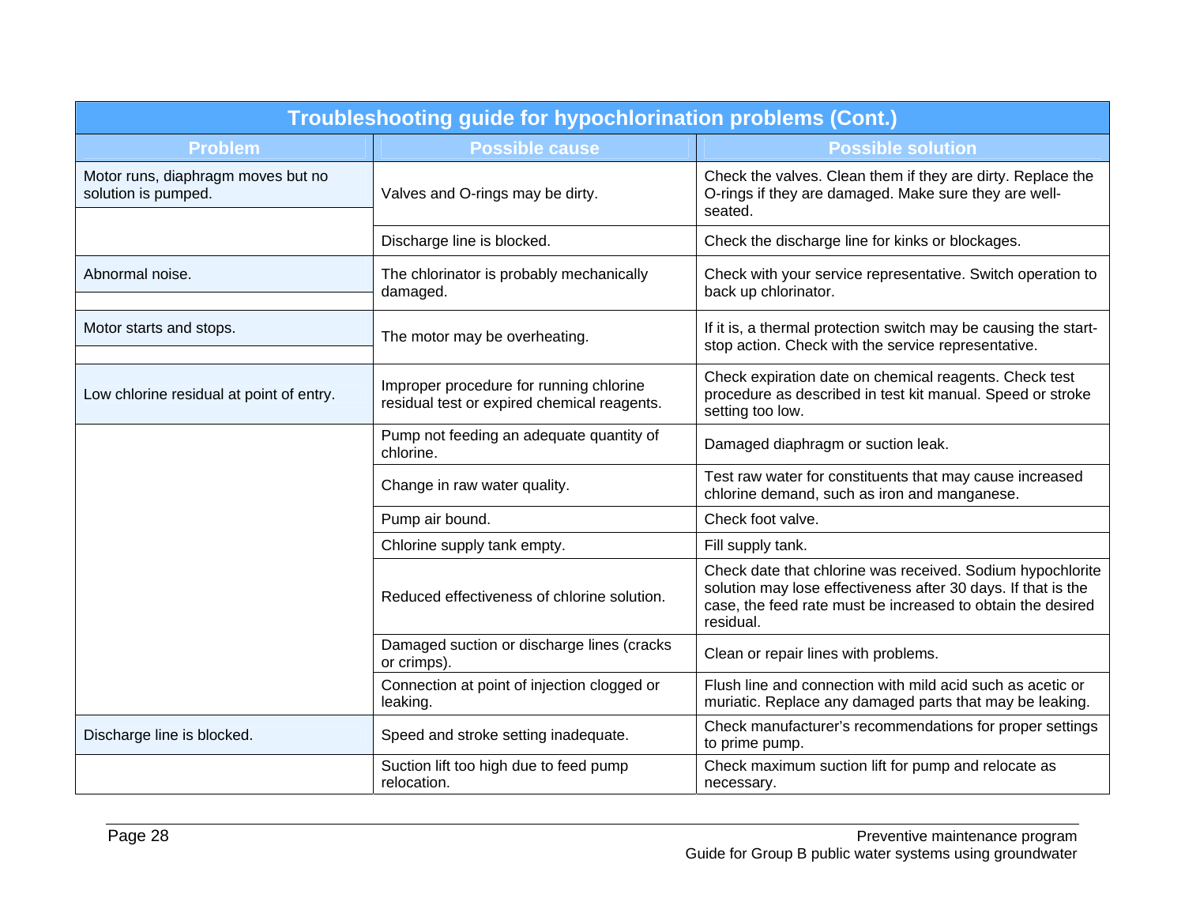| Troubleshooting guide for hypochlorination problems (Cont.) | | |
|---|---|---|
| **Problem** | **Possible cause** | **Possible solution** |
| Motor runs, diaphragm moves but no solution is pumped. | Valves and O-rings may be dirty. | Check the valves. Clean them if they are dirty. Replace the O-rings if they are damaged. Make sure they are well-seated. |
| | Discharge line is blocked. | Check the discharge line for kinks or blockages. |
| Abnormal noise. | The chlorinator is probably mechanically damaged. | Check with your service representative. Switch operation to back up chlorinator. |
| Motor starts and stops. | The motor may be overheating. | If it is, a thermal protection switch may be causing the start-stop action. Check with the service representative. |
| Low chlorine residual at point of entry. | Improper procedure for running chlorine residual test or expired chemical reagents. | Check expiration date on chemical reagents. Check test procedure as described in test kit manual. Speed or stroke setting too low. |
| | Pump not feeding an adequate quantity of chlorine. | Damaged diaphragm or suction leak. |
| | Change in raw water quality. | Test raw water for constituents that may cause increased chlorine demand, such as iron and manganese. |
| | Pump air bound. | Check foot valve. |
| | Chlorine supply tank empty. | Fill supply tank. |
| | Reduced effectiveness of chlorine solution. | Check date that chlorine was received. Sodium hypochlorite solution may lose effectiveness after 30 days. If that is the case, the feed rate must be increased to obtain the desired residual. |
| | Damaged suction or discharge lines (cracks or crimps). | Clean or repair lines with problems. |
| | Connection at point of injection clogged or leaking. | Flush line and connection with mild acid such as acetic or muriatic. Replace any damaged parts that may be leaking. |
| Discharge line is blocked. | Speed and stroke setting inadequate. | Check manufacturer's recommendations for proper settings to prime pump. |
| | Suction lift too high due to feed pump relocation. | Check maximum suction lift for pump and relocate as necessary. |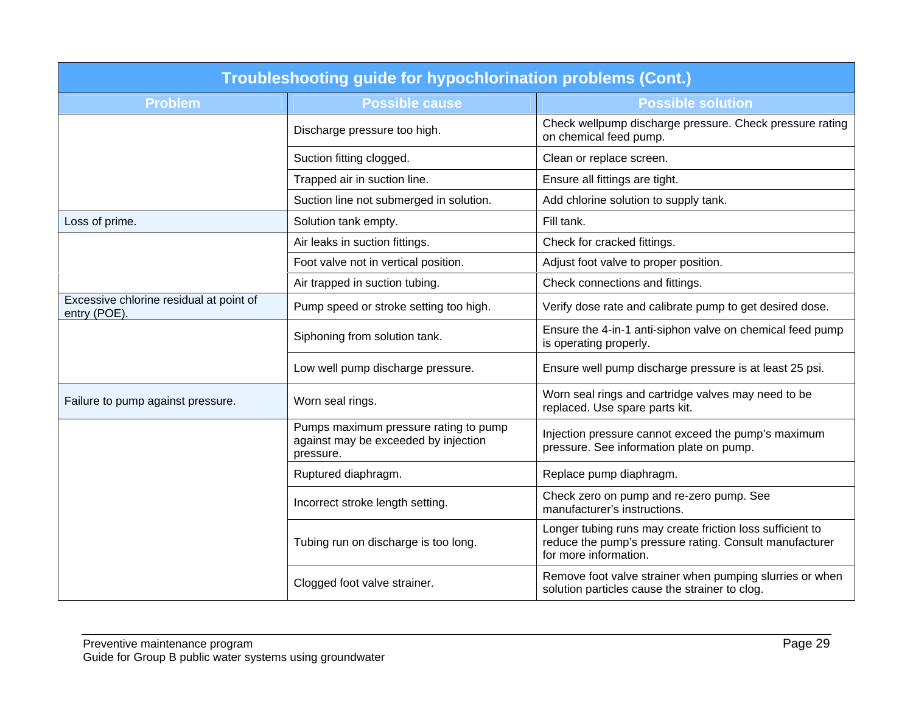| Troubleshooting guide for hypochlorination problems (Cont.) | | |
|---|---|---|
| **Problem** | **Possible cause** | **Possible solution** |
| | Discharge pressure too high. | Check wellpump discharge pressure. Check pressure rating on chemical feed pump. |
| | Suction fitting clogged. | Clean or replace screen. |
| | Trapped air in suction line. | Ensure all fittings are tight. |
| | Suction line not submerged in solution. | Add chlorine solution to supply tank. |
| Loss of prime. | Solution tank empty. | Fill tank. |
| | Air leaks in suction fittings. | Check for cracked fittings. |
| | Foot valve not in vertical position. | Adjust foot valve to proper position. |
| | Air trapped in suction tubing. | Check connections and fittings. |
| Excessive chlorine residual at point of entry (POE). | Pump speed or stroke setting too high. | Verify dose rate and calibrate pump to get desired dose. |
| | Siphoning from solution tank. | Ensure the 4-in-1 anti-siphon valve on chemical feed pump is operating properly. |
| | Low well pump discharge pressure. | Ensure well pump discharge pressure is at least 25 psi. |
| Failure to pump against pressure. | Worn seal rings. | Worn seal rings and cartridge valves may need to be replaced. Use spare parts kit. |
| | Pumps maximum pressure rating to pump against may be exceeded by injection pressure. | Injection pressure cannot exceed the pump's maximum pressure. See information plate on pump. |
| | Ruptured diaphragm. | Replace pump diaphragm. |
| | Incorrect stroke length setting. | Check zero on pump and re-zero pump. See manufacturer's instructions. |
| | Tubing run on discharge is too long. | Longer tubing runs may create friction loss sufficient to reduce the pump's pressure rating. Consult manufacturer for more information. |
| | Clogged foot valve strainer. | Remove foot valve strainer when pumping slurries or when solution particles cause the strainer to clog. |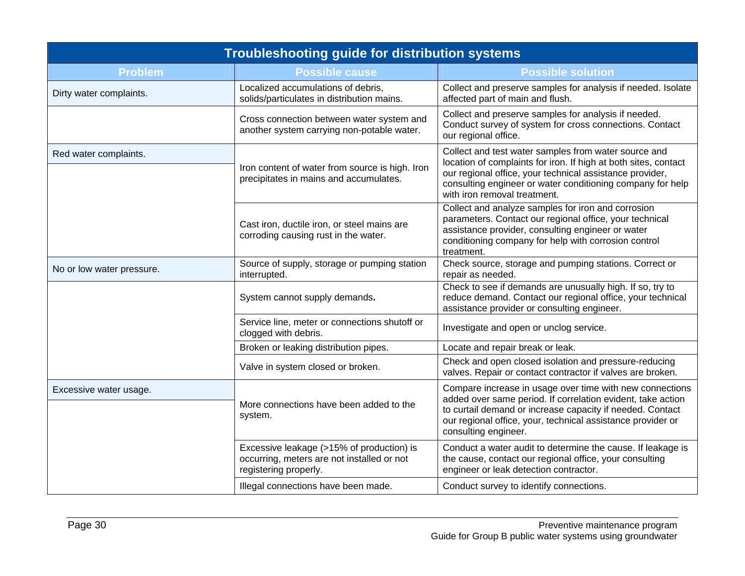| Troubleshooting guide for distribution systems | | |
|---|---|---|
| **Problem** | **Possible cause** | **Possible solution** |
| Dirty water complaints. | Localized accumulations of debris, solids/particulates in distribution mains. | Collect and preserve samples for analysis if needed. Isolate affected part of main and flush. |
| | Cross connection between water system and another system carrying non-potable water. | Collect and preserve samples for analysis if needed. Conduct survey of system for cross connections. Contact our regional office. |
| Red water complaints. | Iron content of water from source is high. Iron precipitates in mains and accumulates. | Collect and test water samples from water source and location of complaints for iron. If high at both sites, contact our regional office, your technical assistance provider, consulting engineer or water conditioning company for help with iron removal treatment. |
| | Cast iron, ductile iron, or steel mains are corroding causing rust in the water. | Collect and analyze samples for iron and corrosion parameters. Contact our regional office, your technical assistance provider, consulting engineer or water conditioning company for help with corrosion control treatment. |
| No or low water pressure. | Source of supply, storage or pumping station interrupted. | Check source, storage and pumping stations. Correct or repair as needed. |
| | System cannot supply demands**.** | Check to see if demands are unusually high. If so, try to reduce demand. Contact our regional office, your technical assistance provider or consulting engineer. |
| | Service line, meter or connections shutoff or clogged with debris. | Investigate and open or unclog service. |
| | Broken or leaking distribution pipes. | Locate and repair break or leak. |
| | Valve in system closed or broken. | Check and open closed isolation and pressure-reducing valves. Repair or contact contractor if valves are broken. |
| Excessive water usage. | More connections have been added to the system. | Compare increase in usage over time with new connections added over same period. If correlation evident, take action to curtail demand or increase capacity if needed. Contact our regional office, your, technical assistance provider or consulting engineer. |
| | Excessive leakage (>15% of production) is occurring, meters are not installed or not registering properly. | Conduct a water audit to determine the cause. If leakage is the cause, contact our regional office, your consulting engineer or leak detection contractor. |
| | Illegal connections have been made. | Conduct survey to identify connections. |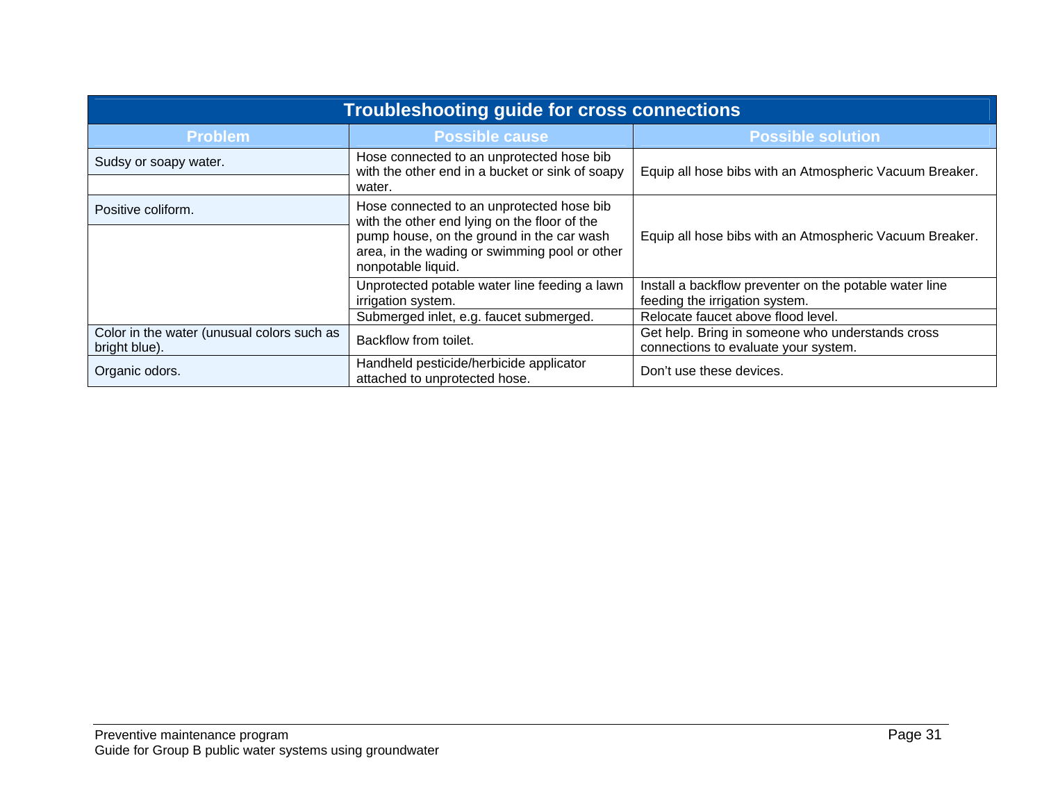| Troubleshooting guide for cross connections | | |
|---|---|---|
| **Problem** | **Possible cause** | **Possible solution** |
| Sudsy or soapy water. | Hose connected to an unprotected hose bib with the other end in a bucket or sink of soapy water. | Equip all hose bibs with an Atmospheric Vacuum Breaker. |
| Positive coliform. | Hose connected to an unprotected hose bib with the other end lying on the floor of the pump house, on the ground in the car wash area, in the wading or swimming pool or other nonpotable liquid. | Equip all hose bibs with an Atmospheric Vacuum Breaker. |
| | Unprotected potable water line feeding a lawn irrigation system. | Install a backflow preventer on the potable water line feeding the irrigation system. |
| | Submerged inlet, e.g. faucet submerged. | Relocate faucet above flood level. |
| Color in the water (unusual colors such as bright blue). | Backflow from toilet. | Get help. Bring in someone who understands cross connections to evaluate your system. |
| Organic odors. | Handheld pesticide/herbicide applicator attached to unprotected hose. | Don't use these devices. |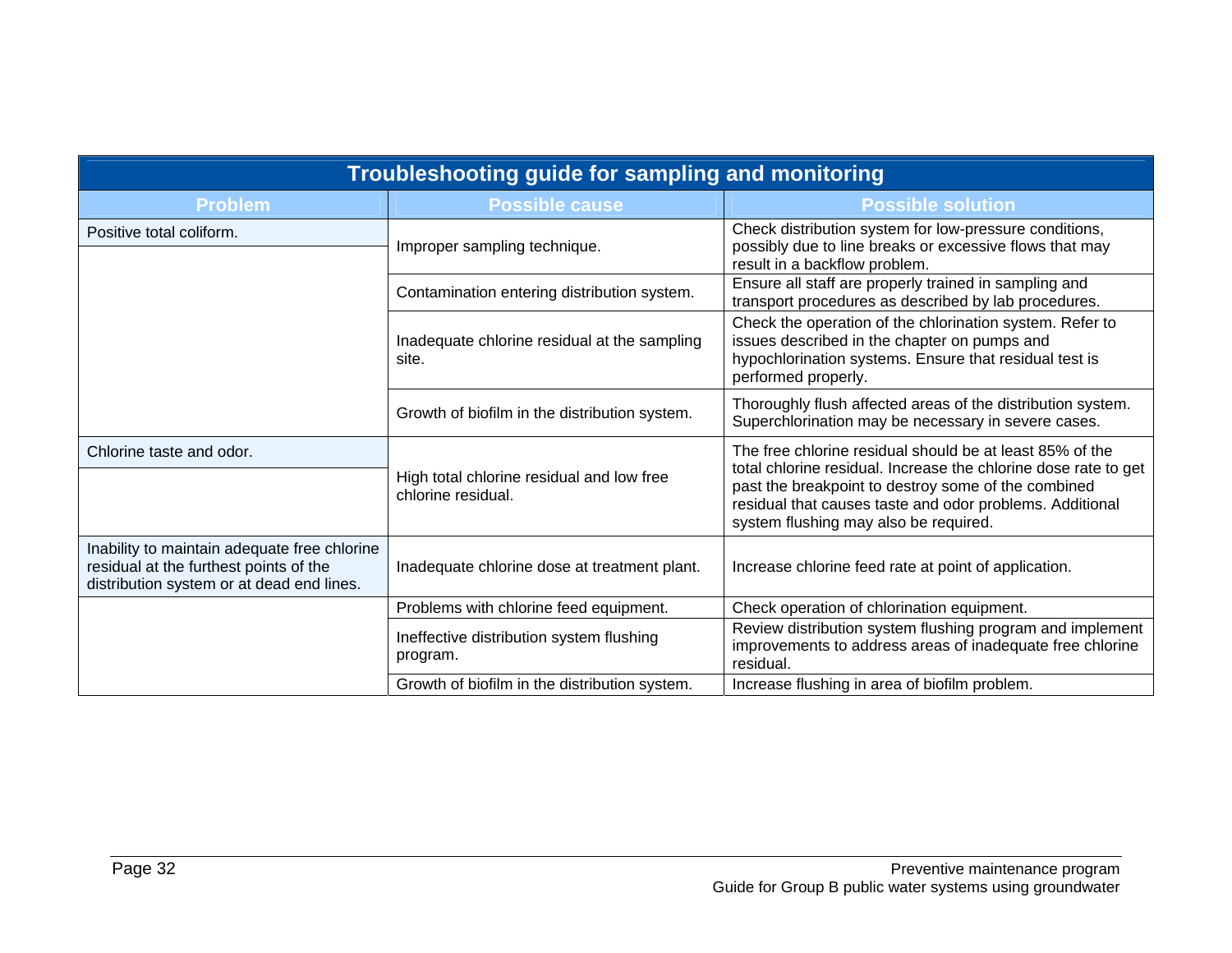| Troubleshooting guide for sampling and monitoring | | |
|---|---|---|
| **Problem** | **Possible cause** | **Possible solution** |
| Positive total coliform. | Improper sampling technique. | Check distribution system for low-pressure conditions, possibly due to line breaks or excessive flows that may result in a backflow problem. |
| | Contamination entering distribution system. | Ensure all staff are properly trained in sampling and transport procedures as described by lab procedures. |
| | Inadequate chlorine residual at the sampling site. | Check the operation of the chlorination system. Refer to issues described in the chapter on pumps and hypochlorination systems. Ensure that residual test is performed properly. |
| | Growth of biofilm in the distribution system. | Thoroughly flush affected areas of the distribution system. Superchlorination may be necessary in severe cases. |
| Chlorine taste and odor. | High total chlorine residual and low free chlorine residual. | The free chlorine residual should be at least 85% of the total chlorine residual. Increase the chlorine dose rate to get past the breakpoint to destroy some of the combined residual that causes taste and odor problems. Additional system flushing may also be required. |
| Inability to maintain adequate free chlorine residual at the furthest points of the distribution system or at dead end lines. | Inadequate chlorine dose at treatment plant. | Increase chlorine feed rate at point of application. |
| | Problems with chlorine feed equipment. | Check operation of chlorination equipment. |
| | Ineffective distribution system flushing program. | Review distribution system flushing program and implement improvements to address areas of inadequate free chlorine residual. |
| | Growth of biofilm in the distribution system. | Increase flushing in area of biofilm problem. |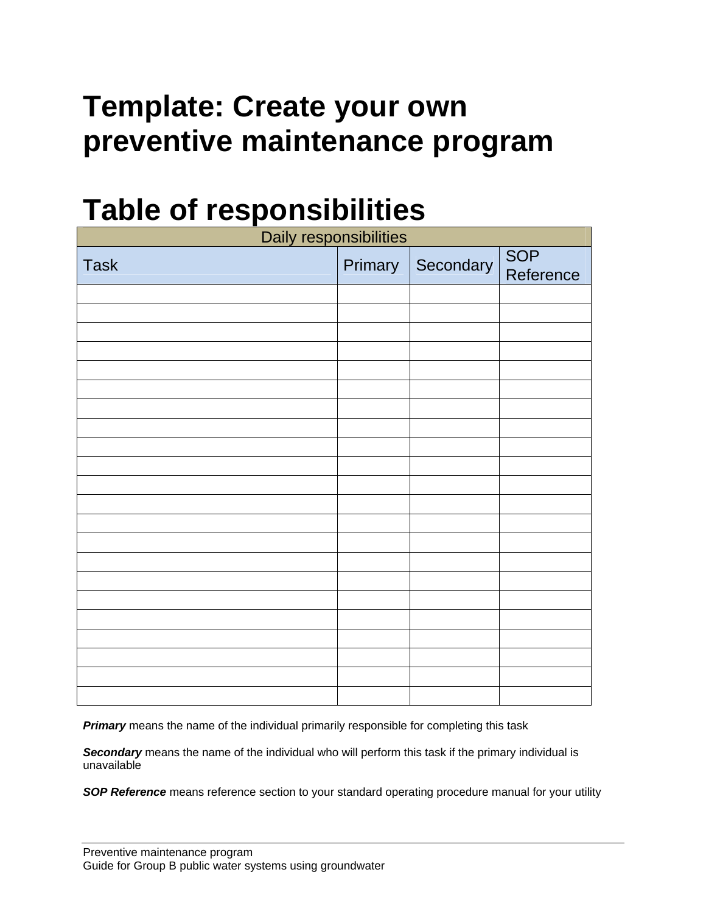# Template: Create your own preventive maintenance program

# Table of responsibilities

| Daily responsibilities | | | |
|---|---|---|---|
| Task | Primary | Secondary | SOP Reference |
| | | | |
| | | | |
| | | | |
| | | | |
| | | | |
| | | | |
| | | | |
| | | | |
| | | | |
| | | | |
| | | | |
| | | | |
| | | | |
| | | | |
| | | | |
| | | | |
| | | | |
| | | | |
| | | | |
| | | | |
| | | | |
| | | | |

***Primary*** means the name of the individual primarily responsible for completing this task

***Secondary*** means the name of the individual who will perform this task if the primary individual is unavailable

***SOP Reference*** means reference section to your standard operating procedure manual for your utility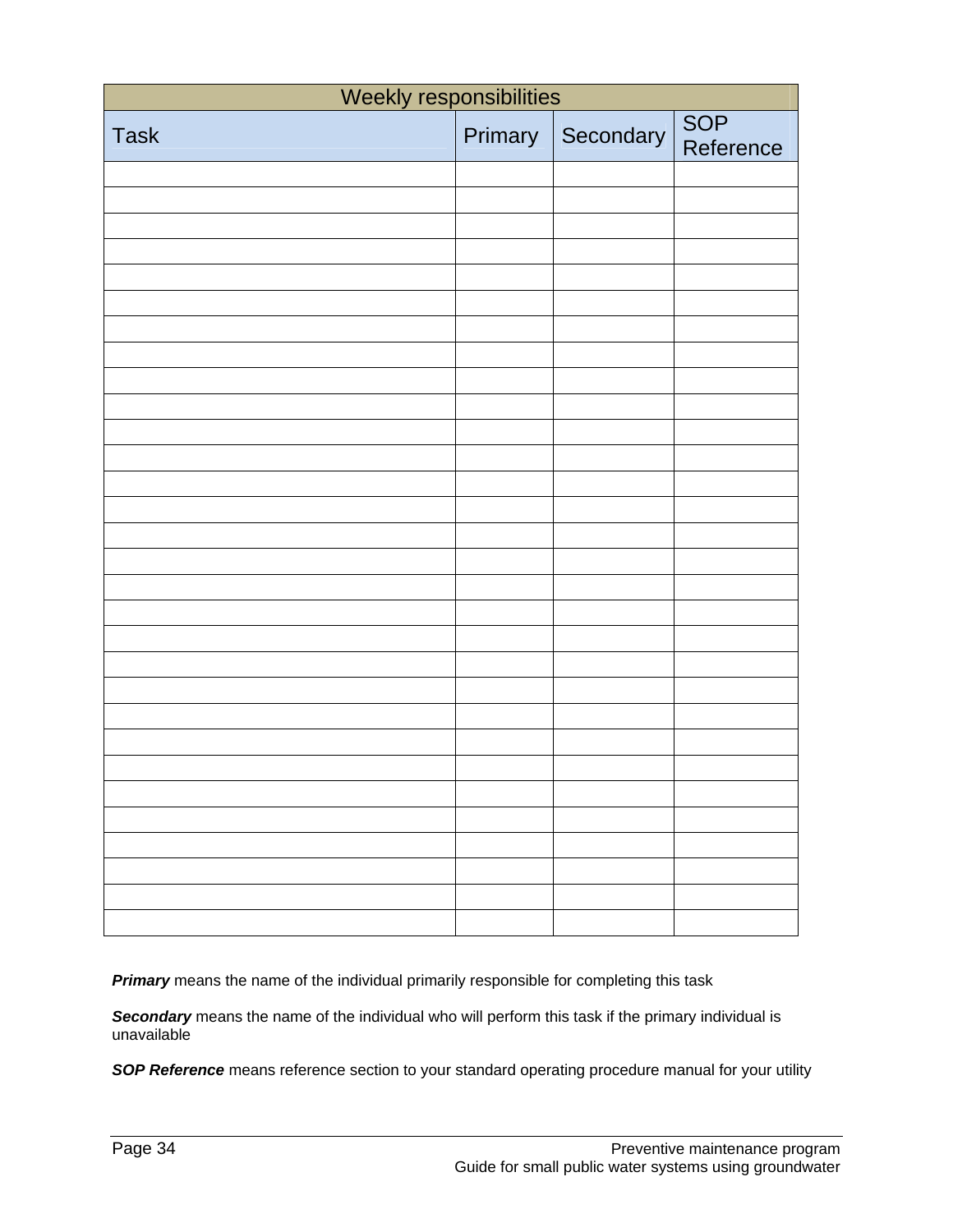| Weekly responsibilities | | | |
|---|---|---|---|
| Task | Primary | Secondary | SOP Reference |
| | | | |
| | | | |
| | | | |
| | | | |
| | | | |
| | | | |
| | | | |
| | | | |
| | | | |
| | | | |
| | | | |
| | | | |
| | | | |
| | | | |
| | | | |
| | | | |
| | | | |
| | | | |
| | | | |
| | | | |
| | | | |
| | | | |
| | | | |
| | | | |
| | | | |
| | | | |
| | | | |
| | | | |
| | | | |
| | | | |

***Primary*** means the name of the individual primarily responsible for completing this task

***Secondary*** means the name of the individual who will perform this task if the primary individual is unavailable

***SOP Reference*** means reference section to your standard operating procedure manual for your utility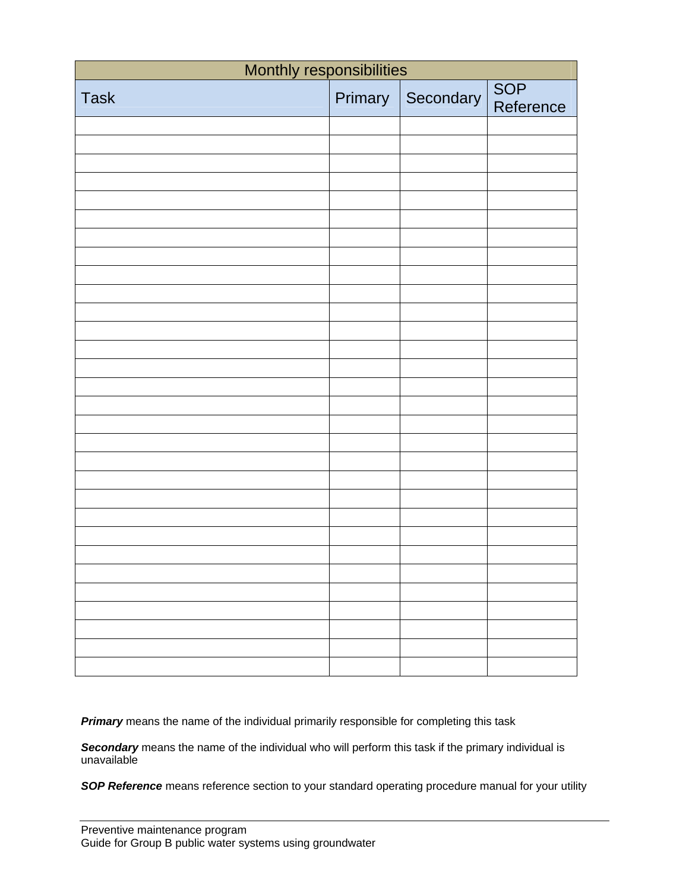| Monthly responsibilities | | | |
|---|---|---|---|
| Task | Primary | Secondary | SOP Reference |
| | | | |
| | | | |
| | | | |
| | | | |
| | | | |
| | | | |
| | | | |
| | | | |
| | | | |
| | | | |
| | | | |
| | | | |
| | | | |
| | | | |
| | | | |
| | | | |
| | | | |
| | | | |
| | | | |
| | | | |
| | | | |
| | | | |
| | | | |
| | | | |
| | | | |
| | | | |
| | | | |
| | | | |
| | | | |
| | | | |

***Primary*** means the name of the individual primarily responsible for completing this task

***Secondary*** means the name of the individual who will perform this task if the primary individual is unavailable

***SOP Reference*** means reference section to your standard operating procedure manual for your utility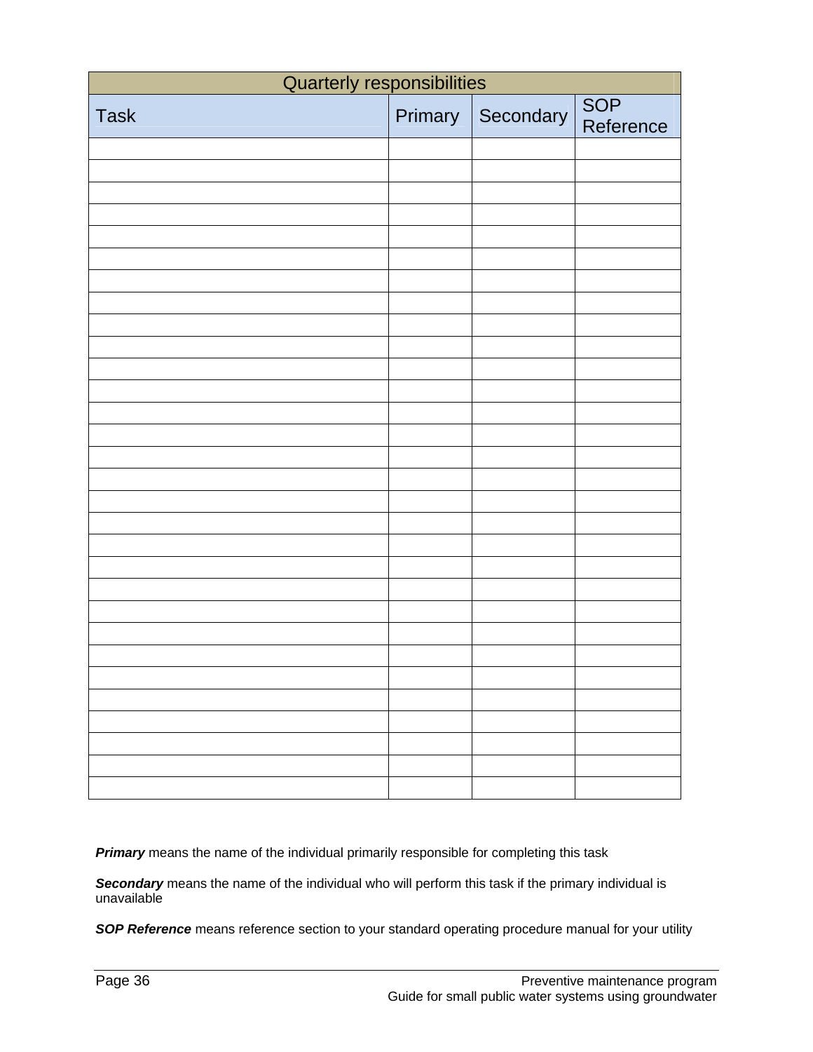| Quarterly responsibilities | | | |
|---|---|---|---|
| Task | Primary | Secondary | SOP Reference |
| | | | |
| | | | |
| | | | |
| | | | |
| | | | |
| | | | |
| | | | |
| | | | |
| | | | |
| | | | |
| | | | |
| | | | |
| | | | |
| | | | |
| | | | |
| | | | |
| | | | |
| | | | |
| | | | |
| | | | |
| | | | |
| | | | |
| | | | |
| | | | |
| | | | |
| | | | |
| | | | |
| | | | |
| | | | |
| | | | |

***Primary*** means the name of the individual primarily responsible for completing this task

***Secondary*** means the name of the individual who will perform this task if the primary individual is unavailable

***SOP Reference*** means reference section to your standard operating procedure manual for your utility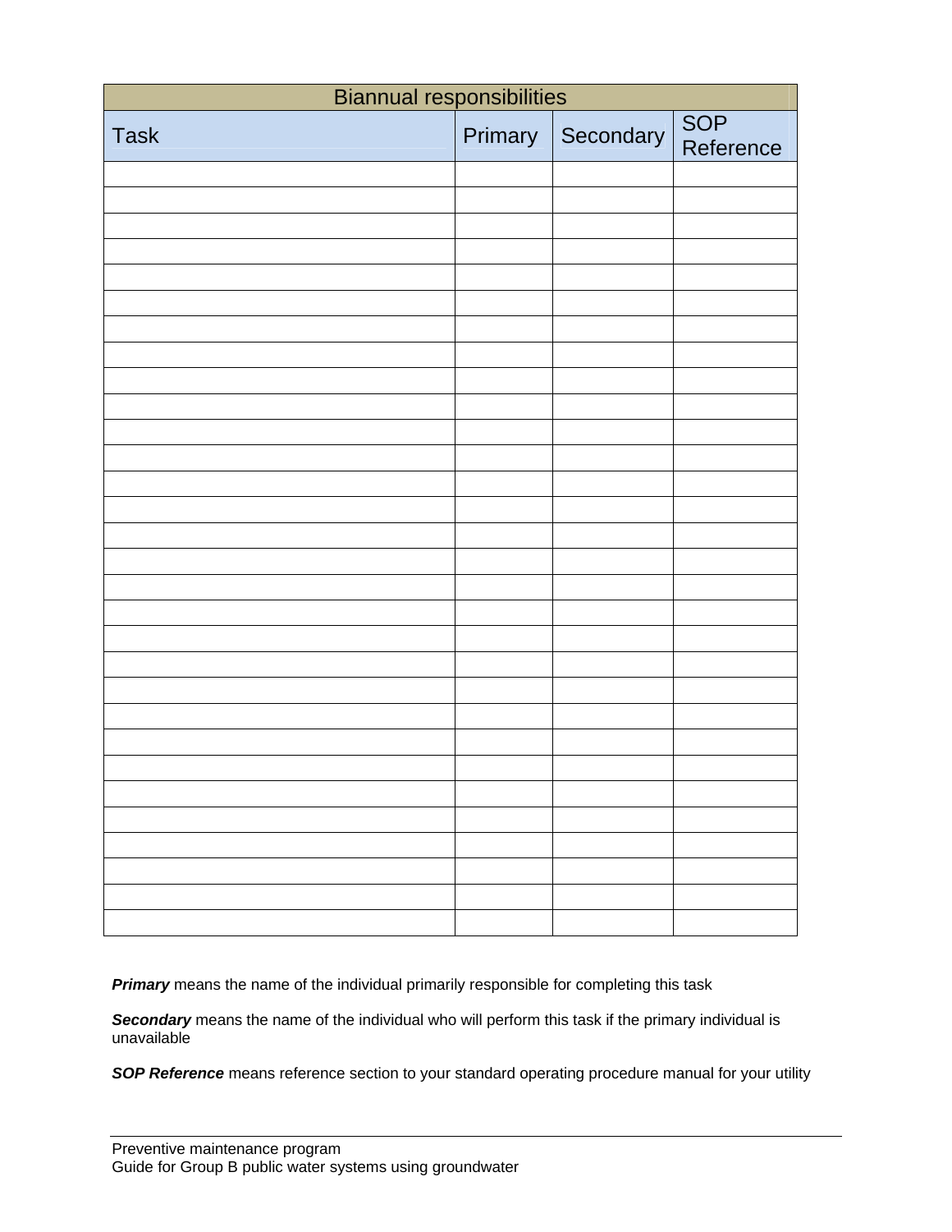| Biannual responsibilities | | | |
|---|---|---|---|
| Task | Primary | Secondary | SOP Reference |
| | | | |
| | | | |
| | | | |
| | | | |
| | | | |
| | | | |
| | | | |
| | | | |
| | | | |
| | | | |
| | | | |
| | | | |
| | | | |
| | | | |
| | | | |
| | | | |
| | | | |
| | | | |
| | | | |
| | | | |
| | | | |
| | | | |
| | | | |
| | | | |
| | | | |
| | | | |
| | | | |
| | | | |
| | | | |
| | | | |

***Primary*** means the name of the individual primarily responsible for completing this task

***Secondary*** means the name of the individual who will perform this task if the primary individual is unavailable

***SOP Reference*** means reference section to your standard operating procedure manual for your utility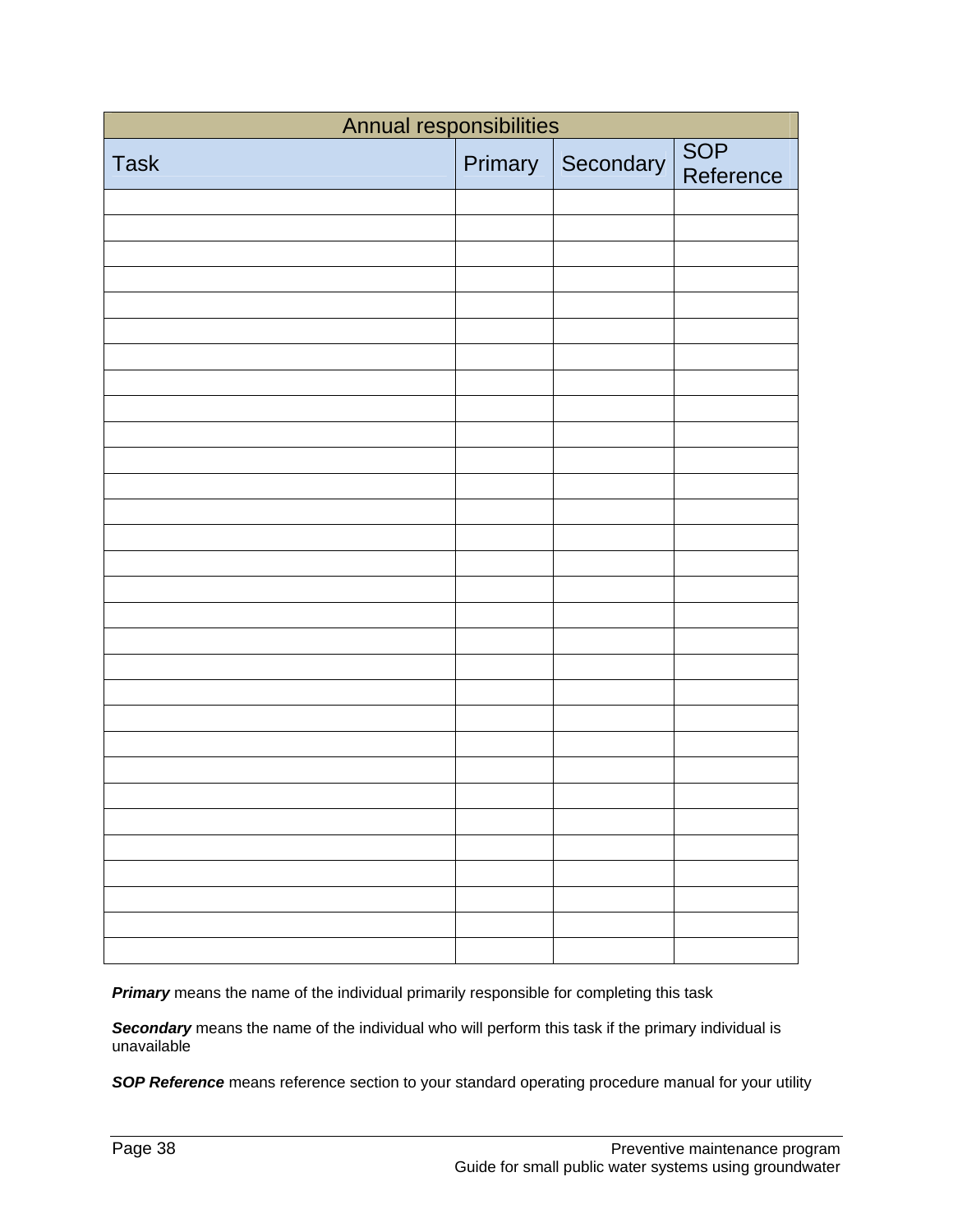| Annual responsibilities | | | |
|---|---|---|---|
| Task | Primary | Secondary | SOP Reference |
| | | | |
| | | | |
| | | | |
| | | | |
| | | | |
| | | | |
| | | | |
| | | | |
| | | | |
| | | | |
| | | | |
| | | | |
| | | | |
| | | | |
| | | | |
| | | | |
| | | | |
| | | | |
| | | | |
| | | | |
| | | | |
| | | | |
| | | | |
| | | | |
| | | | |
| | | | |
| | | | |
| | | | |
| | | | |
| | | | |

***Primary*** means the name of the individual primarily responsible for completing this task

***Secondary*** means the name of the individual who will perform this task if the primary individual is unavailable

***SOP Reference*** means reference section to your standard operating procedure manual for your utility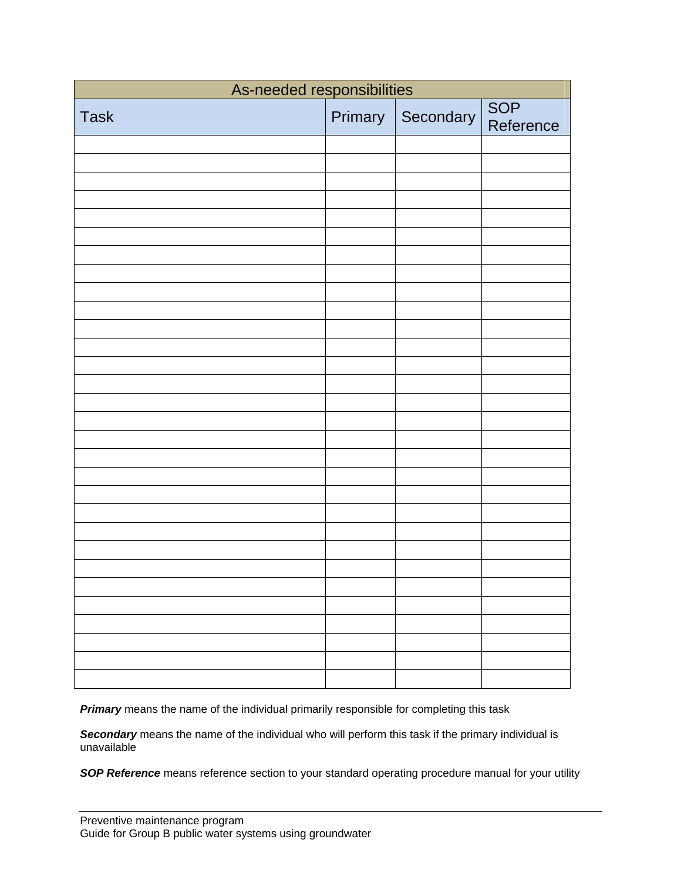| As-needed responsibilities | | | |
|---|---|---|---|
| Task | Primary | Secondary | SOP Reference |
| | | | |
| | | | |
| | | | |
| | | | |
| | | | |
| | | | |
| | | | |
| | | | |
| | | | |
| | | | |
| | | | |
| | | | |
| | | | |
| | | | |
| | | | |
| | | | |
| | | | |
| | | | |
| | | | |
| | | | |
| | | | |
| | | | |
| | | | |
| | | | |
| | | | |
| | | | |
| | | | |
| | | | |
| | | | |
| | | | |

***Primary*** means the name of the individual primarily responsible for completing this task

***Secondary*** means the name of the individual who will perform this task if the primary individual is unavailable

***SOP Reference*** means reference section to your standard operating procedure manual for your utility